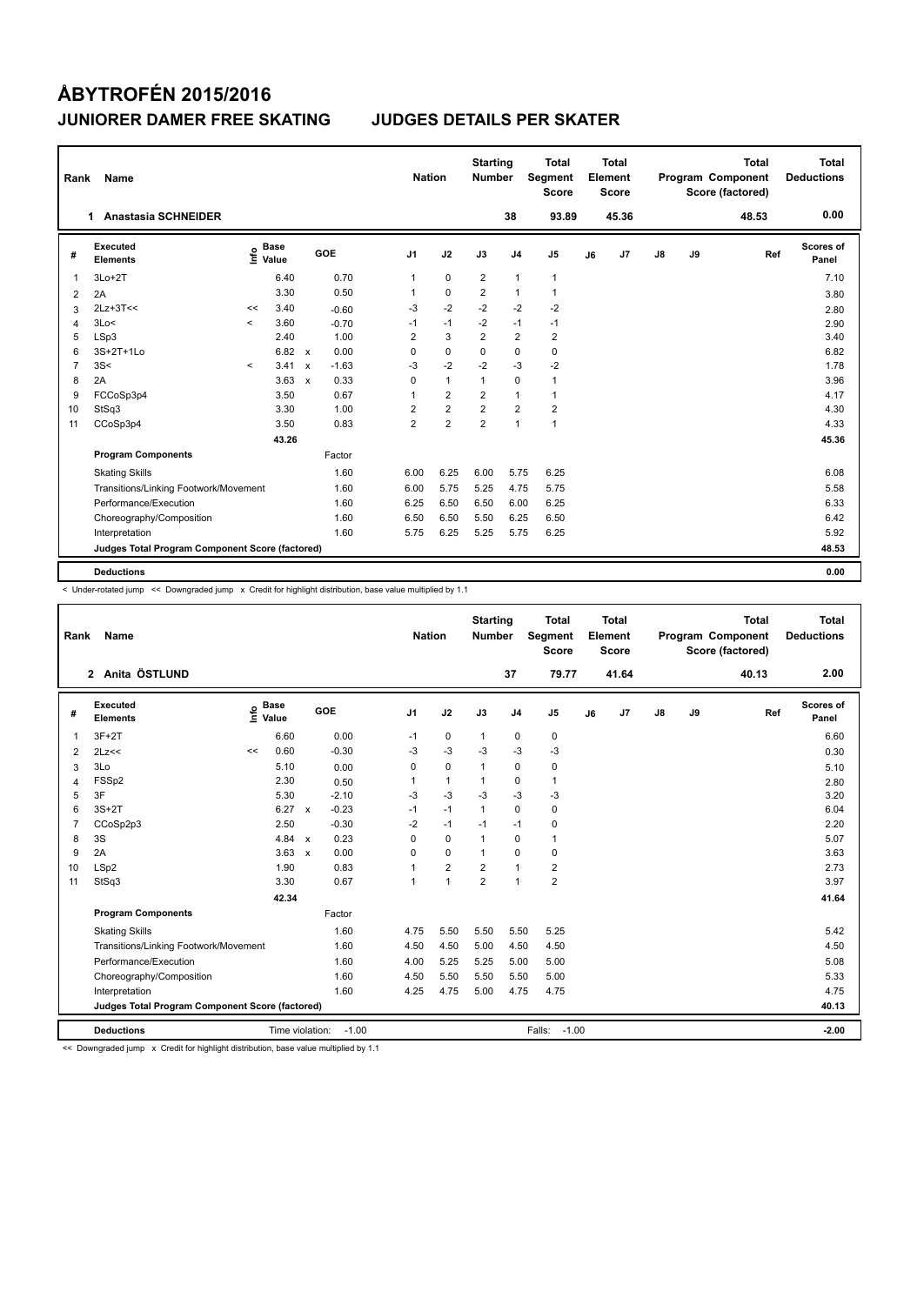# ÅBYTROFÉN 2015/2016

## JUNIORER DAMER FREE SKATING JUDGES DETAILS PER SKATER

| Rank | Name | Nation | Starting Number | Total Segment Score | Total Element Score | Total Program Component Score (factored) | Total Deductions |
|---|---|---|---|---|---|---|---|
| 1 | Anastasia SCHNEIDER | | 38 | 93.89 | 45.36 | 48.53 | 0.00 |

| # | Executed Elements | Info | Base Value | | GOE | J1 | J2 | J3 | J4 | J5 | J6 | J7 | J8 | J9 | Ref | Scores of Panel |
|---|---|---|---|---|---|---|---|---|---|---|---|---|---|---|---|---|
| 1 | 3Lo+2T | | 6.40 | | 0.70 | 1 | 0 | 2 | 1 | 1 | | | | | | 7.10 |
| 2 | 2A | | 3.30 | | 0.50 | 1 | 0 | 2 | 1 | 1 | | | | | | 3.80 |
| 3 | 2Lz+3T<< | << | 3.40 | | -0.60 | -3 | -2 | -2 | -2 | -2 | | | | | | 2.80 |
| 4 | 3Lo< | < | 3.60 | | -0.70 | -1 | -1 | -2 | -1 | -1 | | | | | | 2.90 |
| 5 | LSp3 | | 2.40 | | 1.00 | 2 | 3 | 2 | 2 | 2 | | | | | | 3.40 |
| 6 | 3S+2T+1Lo | | 6.82 | x | 0.00 | 0 | 0 | 0 | 0 | 0 | | | | | | 6.82 |
| 7 | 3S< | < | 3.41 | x | -1.63 | -3 | -2 | -2 | -3 | -2 | | | | | | 1.78 |
| 8 | 2A | | 3.63 | x | 0.33 | 0 | 1 | 1 | 0 | 1 | | | | | | 3.96 |
| 9 | FCCoSp3p4 | | 3.50 | | 0.67 | 1 | 2 | 2 | 1 | 1 | | | | | | 4.17 |
| 10 | StSq3 | | 3.30 | | 1.00 | 2 | 2 | 2 | 2 | 2 | | | | | | 4.30 |
| 11 | CCoSp3p4 | | 3.50 | | 0.83 | 2 | 2 | 2 | 1 | 1 | | | | | | 4.33 |
| | | | 43.26 | | | | | | | | | | | | | 45.36 |
| | **Program Components** | | | | Factor | | | | | | | | | | | |
| | Skating Skills | | | | 1.60 | 6.00 | 6.25 | 6.00 | 5.75 | 6.25 | | | | | | 6.08 |
| | Transitions/Linking Footwork/Movement | | | | 1.60 | 6.00 | 5.75 | 5.25 | 4.75 | 5.75 | | | | | | 5.58 |
| | Performance/Execution | | | | 1.60 | 6.25 | 6.50 | 6.50 | 6.00 | 6.25 | | | | | | 6.33 |
| | Choreography/Composition | | | | 1.60 | 6.50 | 6.50 | 5.50 | 6.25 | 6.50 | | | | | | 6.42 |
| | Interpretation | | | | 1.60 | 5.75 | 6.25 | 5.25 | 5.75 | 6.25 | | | | | | 5.92 |
| | **Judges Total Program Component Score (factored)** | | | | | | | | | | | | | | | 48.53 |
| | **Deductions** | | | | | | | | | | | | | | | 0.00 |

< Under-rotated jump << Downgraded jump x Credit for highlight distribution, base value multiplied by 1.1

| Rank | Name | Nation | Starting Number | Total Segment Score | Total Element Score | Total Program Component Score (factored) | Total Deductions |
|---|---|---|---|---|---|---|---|
| 2 | Anita ÖSTLUND | | 37 | 79.77 | 41.64 | 40.13 | 2.00 |

| # | Executed Elements | Info | Base Value | | GOE | J1 | J2 | J3 | J4 | J5 | J6 | J7 | J8 | J9 | Ref | Scores of Panel |
|---|---|---|---|---|---|---|---|---|---|---|---|---|---|---|---|---|
| 1 | 3F+2T | | 6.60 | | 0.00 | -1 | 0 | 1 | 0 | 0 | | | | | | 6.60 |
| 2 | 2Lz<< | << | 0.60 | | -0.30 | -3 | -3 | -3 | -3 | -3 | | | | | | 0.30 |
| 3 | 3Lo | | 5.10 | | 0.00 | 0 | 0 | 1 | 0 | 0 | | | | | | 5.10 |
| 4 | FSSp2 | | 2.30 | | 0.50 | 1 | 1 | 1 | 0 | 1 | | | | | | 2.80 |
| 5 | 3F | | 5.30 | | -2.10 | -3 | -3 | -3 | -3 | -3 | | | | | | 3.20 |
| 6 | 3S+2T | | 6.27 | x | -0.23 | -1 | -1 | 1 | 0 | 0 | | | | | | 6.04 |
| 7 | CCoSp2p3 | | 2.50 | | -0.30 | -2 | -1 | -1 | -1 | 0 | | | | | | 2.20 |
| 8 | 3S | | 4.84 | x | 0.23 | 0 | 0 | 1 | 0 | 1 | | | | | | 5.07 |
| 9 | 2A | | 3.63 | x | 0.00 | 0 | 0 | 1 | 0 | 0 | | | | | | 3.63 |
| 10 | LSp2 | | 1.90 | | 0.83 | 1 | 2 | 2 | 1 | 2 | | | | | | 2.73 |
| 11 | StSq3 | | 3.30 | | 0.67 | 1 | 1 | 2 | 1 | 2 | | | | | | 3.97 |
| | | | 42.34 | | | | | | | | | | | | | 41.64 |
| | **Program Components** | | | | Factor | | | | | | | | | | | |
| | Skating Skills | | | | 1.60 | 4.75 | 5.50 | 5.50 | 5.50 | 5.25 | | | | | | 5.42 |
| | Transitions/Linking Footwork/Movement | | | | 1.60 | 4.50 | 4.50 | 5.00 | 4.50 | 4.50 | | | | | | 4.50 |
| | Performance/Execution | | | | 1.60 | 4.00 | 5.25 | 5.25 | 5.00 | 5.00 | | | | | | 5.08 |
| | Choreography/Composition | | | | 1.60 | 4.50 | 5.50 | 5.50 | 5.50 | 5.00 | | | | | | 5.33 |
| | Interpretation | | | | 1.60 | 4.25 | 4.75 | 5.00 | 4.75 | 4.75 | | | | | | 4.75 |
| | **Judges Total Program Component Score (factored)** | | | | | | | | | | | | | | | 40.13 |
| | **Deductions** | | Time violation: | | -1.00 | | | | | Falls: -1.00 | | | | | | -2.00 |

<< Downgraded jump x Credit for highlight distribution, base value multiplied by 1.1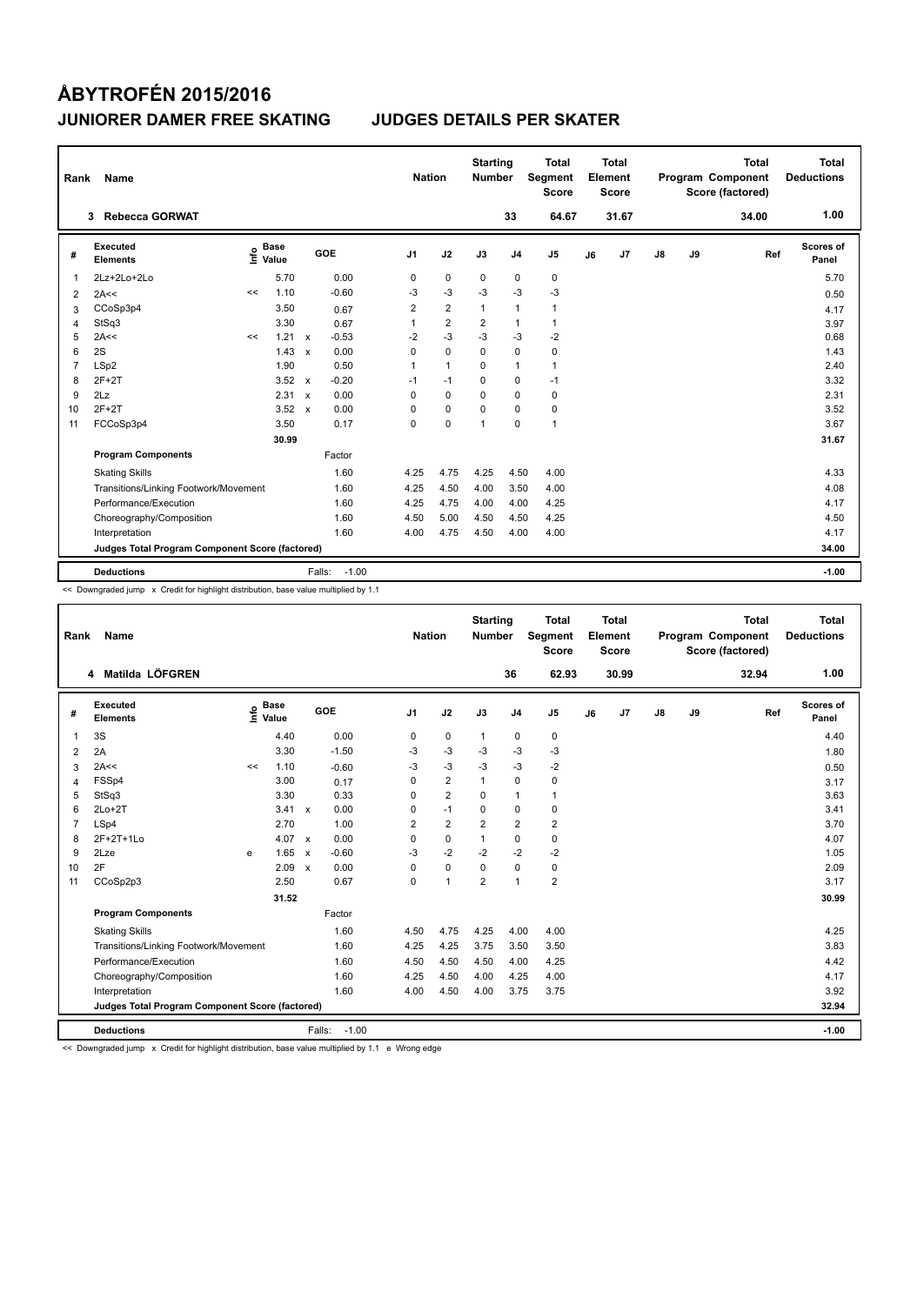# ÅBYTROFÉN 2015/2016

## JUNIORER DAMER FREE SKATING — JUDGES DETAILS PER SKATER

| Rank | Name | Nation | Starting Number | Total Segment Score | Total Element Score | Total Program Component Score (factored) | Total Deductions |
|---|---|---|---|---|---|---|---|
| 3 | Rebecca GORWAT | | 33 | 64.67 | 31.67 | 34.00 | 1.00 |

| # | Executed Elements | Info | Base Value | | GOE | J1 | J2 | J3 | J4 | J5 | J6 | J7 | J8 | J9 | Ref | Scores of Panel |
|---|---|---|---|---|---|---|---|---|---|---|---|---|---|---|---|---|
| 1 | 2Lz+2Lo+2Lo | | 5.70 | | 0.00 | 0 | 0 | 0 | 0 | 0 | | | | | | 5.70 |
| 2 | 2A<< | << | 1.10 | | -0.60 | -3 | -3 | -3 | -3 | -3 | | | | | | 0.50 |
| 3 | CCoSp3p4 | | 3.50 | | 0.67 | 2 | 2 | 1 | 1 | 1 | | | | | | 4.17 |
| 4 | StSq3 | | 3.30 | | 0.67 | 1 | 2 | 2 | 1 | 1 | | | | | | 3.97 |
| 5 | 2A<< | << | 1.21 | x | -0.53 | -2 | -3 | -3 | -3 | -2 | | | | | | 0.68 |
| 6 | 2S | | 1.43 | x | 0.00 | 0 | 0 | 0 | 0 | 0 | | | | | | 1.43 |
| 7 | LSp2 | | 1.90 | | 0.50 | 1 | 1 | 0 | 1 | 1 | | | | | | 2.40 |
| 8 | 2F+2T | | 3.52 | x | -0.20 | -1 | -1 | 0 | 0 | -1 | | | | | | 3.32 |
| 9 | 2Lz | | 2.31 | x | 0.00 | 0 | 0 | 0 | 0 | 0 | | | | | | 2.31 |
| 10 | 2F+2T | | 3.52 | x | 0.00 | 0 | 0 | 0 | 0 | 0 | | | | | | 3.52 |
| 11 | FCCoSp3p4 | | 3.50 | | 0.17 | 0 | 0 | 1 | 0 | 1 | | | | | | 3.67 |
| | | | 30.99 | | | | | | | | | | | | | 31.67 |
| | **Program Components** | | | | Factor | | | | | | | | | | | |
| | Skating Skills | | | | 1.60 | 4.25 | 4.75 | 4.25 | 4.50 | 4.00 | | | | | | 4.33 |
| | Transitions/Linking Footwork/Movement | | | | 1.60 | 4.25 | 4.50 | 4.00 | 3.50 | 4.00 | | | | | | 4.08 |
| | Performance/Execution | | | | 1.60 | 4.25 | 4.75 | 4.00 | 4.00 | 4.25 | | | | | | 4.17 |
| | Choreography/Composition | | | | 1.60 | 4.50 | 5.00 | 4.50 | 4.50 | 4.25 | | | | | | 4.50 |
| | Interpretation | | | | 1.60 | 4.00 | 4.75 | 4.50 | 4.00 | 4.00 | | | | | | 4.17 |
| | **Judges Total Program Component Score (factored)** | | | | | | | | | | | | | | | 34.00 |
| | **Deductions** | | | | Falls: -1.00 | | | | | | | | | | | -1.00 |

<< Downgraded jump x Credit for highlight distribution, base value multiplied by 1.1

| Rank | Name | Nation | Starting Number | Total Segment Score | Total Element Score | Total Program Component Score (factored) | Total Deductions |
|---|---|---|---|---|---|---|---|
| 4 | Matilda LÖFGREN | | 36 | 62.93 | 30.99 | 32.94 | 1.00 |

| # | Executed Elements | Info | Base Value | | GOE | J1 | J2 | J3 | J4 | J5 | J6 | J7 | J8 | J9 | Ref | Scores of Panel |
|---|---|---|---|---|---|---|---|---|---|---|---|---|---|---|---|---|
| 1 | 3S | | 4.40 | | 0.00 | 0 | 0 | 1 | 0 | 0 | | | | | | 4.40 |
| 2 | 2A | | 3.30 | | -1.50 | -3 | -3 | -3 | -3 | -3 | | | | | | 1.80 |
| 3 | 2A<< | << | 1.10 | | -0.60 | -3 | -3 | -3 | -3 | -2 | | | | | | 0.50 |
| 4 | FSSp4 | | 3.00 | | 0.17 | 0 | 2 | 1 | 0 | 0 | | | | | | 3.17 |
| 5 | StSq3 | | 3.30 | | 0.33 | 0 | 2 | 0 | 1 | 1 | | | | | | 3.63 |
| 6 | 2Lo+2T | | 3.41 | x | 0.00 | 0 | -1 | 0 | 0 | 0 | | | | | | 3.41 |
| 7 | LSp4 | | 2.70 | | 1.00 | 2 | 2 | 2 | 2 | 2 | | | | | | 3.70 |
| 8 | 2F+2T+1Lo | | 4.07 | x | 0.00 | 0 | 0 | 1 | 0 | 0 | | | | | | 4.07 |
| 9 | 2Lze | e | 1.65 | x | -0.60 | -3 | -2 | -2 | -2 | -2 | | | | | | 1.05 |
| 10 | 2F | | 2.09 | x | 0.00 | 0 | 0 | 0 | 0 | 0 | | | | | | 2.09 |
| 11 | CCoSp2p3 | | 2.50 | | 0.67 | 0 | 1 | 2 | 1 | 2 | | | | | | 3.17 |
| | | | 31.52 | | | | | | | | | | | | | 30.99 |
| | **Program Components** | | | | Factor | | | | | | | | | | | |
| | Skating Skills | | | | 1.60 | 4.50 | 4.75 | 4.25 | 4.00 | 4.00 | | | | | | 4.25 |
| | Transitions/Linking Footwork/Movement | | | | 1.60 | 4.25 | 4.25 | 3.75 | 3.50 | 3.50 | | | | | | 3.83 |
| | Performance/Execution | | | | 1.60 | 4.50 | 4.50 | 4.50 | 4.00 | 4.25 | | | | | | 4.42 |
| | Choreography/Composition | | | | 1.60 | 4.25 | 4.50 | 4.00 | 4.25 | 4.00 | | | | | | 4.17 |
| | Interpretation | | | | 1.60 | 4.00 | 4.50 | 4.00 | 3.75 | 3.75 | | | | | | 3.92 |
| | **Judges Total Program Component Score (factored)** | | | | | | | | | | | | | | | 32.94 |
| | **Deductions** | | | | Falls: -1.00 | | | | | | | | | | | -1.00 |

<< Downgraded jump x Credit for highlight distribution, base value multiplied by 1.1 e Wrong edge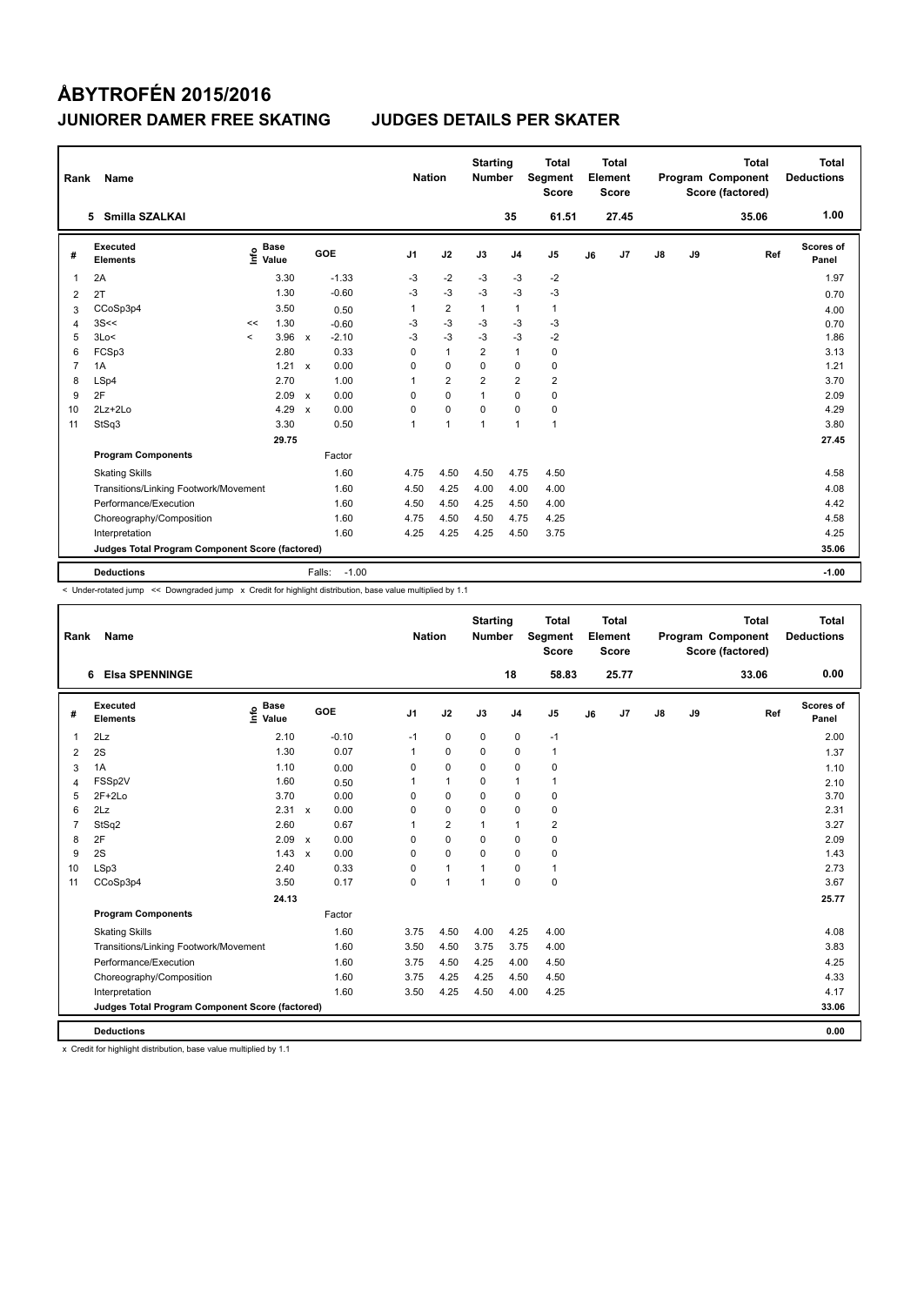# ÅBYTROFÉN 2015/2016

## JUNIORER DAMER FREE SKATING — JUDGES DETAILS PER SKATER

| Rank | Name | Nation | Starting Number | Total Segment Score | Total Element Score | Total Program Component Score (factored) | Total Deductions |
|---|---|---|---|---|---|---|---|
| 5 | Smilla SZALKAI | | 35 | 61.51 | 27.45 | 35.06 | 1.00 |

| # | Executed Elements | Info | Base Value | | GOE | J1 | J2 | J3 | J4 | J5 | J6 | J7 | J8 | J9 | Ref | Scores of Panel |
|---|---|---|---|---|---|---|---|---|---|---|---|---|---|---|---|---|
| 1 | 2A | | 3.30 | | -1.33 | -3 | -2 | -3 | -3 | -2 | | | | | | 1.97 |
| 2 | 2T | | 1.30 | | -0.60 | -3 | -3 | -3 | -3 | -3 | | | | | | 0.70 |
| 3 | CCoSp3p4 | | 3.50 | | 0.50 | 1 | 2 | 1 | 1 | 1 | | | | | | 4.00 |
| 4 | 3S<< | << | 1.30 | | -0.60 | -3 | -3 | -3 | -3 | -3 | | | | | | 0.70 |
| 5 | 3Lo< | < | 3.96 | x | -2.10 | -3 | -3 | -3 | -3 | -2 | | | | | | 1.86 |
| 6 | FCSp3 | | 2.80 | | 0.33 | 0 | 1 | 2 | 1 | 0 | | | | | | 3.13 |
| 7 | 1A | | 1.21 | x | 0.00 | 0 | 0 | 0 | 0 | 0 | | | | | | 1.21 |
| 8 | LSp4 | | 2.70 | | 1.00 | 1 | 2 | 2 | 2 | 2 | | | | | | 3.70 |
| 9 | 2F | | 2.09 | x | 0.00 | 0 | 0 | 1 | 0 | 0 | | | | | | 2.09 |
| 10 | 2Lz+2Lo | | 4.29 | x | 0.00 | 0 | 0 | 0 | 0 | 0 | | | | | | 4.29 |
| 11 | StSq3 | | 3.30 | | 0.50 | 1 | 1 | 1 | 1 | 1 | | | | | | 3.80 |
| | | | 29.75 | | | | | | | | | | | | | 27.45 |

| Program Components | Factor | J1 | J2 | J3 | J4 | J5 | J6 | J7 | J8 | J9 | Scores of Panel |
|---|---|---|---|---|---|---|---|---|---|---|---|
| Skating Skills | 1.60 | 4.75 | 4.50 | 4.50 | 4.75 | 4.50 | | | | | 4.58 |
| Transitions/Linking Footwork/Movement | 1.60 | 4.50 | 4.25 | 4.00 | 4.00 | 4.00 | | | | | 4.08 |
| Performance/Execution | 1.60 | 4.50 | 4.50 | 4.25 | 4.50 | 4.00 | | | | | 4.42 |
| Choreography/Composition | 1.60 | 4.75 | 4.50 | 4.50 | 4.75 | 4.25 | | | | | 4.58 |
| Interpretation | 1.60 | 4.25 | 4.25 | 4.25 | 4.50 | 3.75 | | | | | 4.25 |
| Judges Total Program Component Score (factored) | | | | | | | | | | | 35.06 |

| Deductions | Falls: | -1.00 | -1.00 |
|---|---|---|---|

< Under-rotated jump << Downgraded jump x Credit for highlight distribution, base value multiplied by 1.1

| Rank | Name | Nation | Starting Number | Total Segment Score | Total Element Score | Total Program Component Score (factored) | Total Deductions |
|---|---|---|---|---|---|---|---|
| 6 | Elsa SPENNINGE | | 18 | 58.83 | 25.77 | 33.06 | 0.00 |

| # | Executed Elements | Info | Base Value | | GOE | J1 | J2 | J3 | J4 | J5 | J6 | J7 | J8 | J9 | Ref | Scores of Panel |
|---|---|---|---|---|---|---|---|---|---|---|---|---|---|---|---|---|
| 1 | 2Lz | | 2.10 | | -0.10 | -1 | 0 | 0 | 0 | -1 | | | | | | 2.00 |
| 2 | 2S | | 1.30 | | 0.07 | 1 | 0 | 0 | 0 | 1 | | | | | | 1.37 |
| 3 | 1A | | 1.10 | | 0.00 | 0 | 0 | 0 | 0 | 0 | | | | | | 1.10 |
| 4 | FSSp2V | | 1.60 | | 0.50 | 1 | 1 | 0 | 1 | 1 | | | | | | 2.10 |
| 5 | 2F+2Lo | | 3.70 | | 0.00 | 0 | 0 | 0 | 0 | 0 | | | | | | 3.70 |
| 6 | 2Lz | | 2.31 | x | 0.00 | 0 | 0 | 0 | 0 | 0 | | | | | | 2.31 |
| 7 | StSq2 | | 2.60 | | 0.67 | 1 | 2 | 1 | 1 | 2 | | | | | | 3.27 |
| 8 | 2F | | 2.09 | x | 0.00 | 0 | 0 | 0 | 0 | 0 | | | | | | 2.09 |
| 9 | 2S | | 1.43 | x | 0.00 | 0 | 0 | 0 | 0 | 0 | | | | | | 1.43 |
| 10 | LSp3 | | 2.40 | | 0.33 | 0 | 1 | 1 | 0 | 1 | | | | | | 2.73 |
| 11 | CCoSp3p4 | | 3.50 | | 0.17 | 0 | 1 | 1 | 0 | 0 | | | | | | 3.67 |
| | | | 24.13 | | | | | | | | | | | | | 25.77 |

| Program Components | Factor | J1 | J2 | J3 | J4 | J5 | J6 | J7 | J8 | J9 | Scores of Panel |
|---|---|---|---|---|---|---|---|---|---|---|---|
| Skating Skills | 1.60 | 3.75 | 4.50 | 4.00 | 4.25 | 4.00 | | | | | 4.08 |
| Transitions/Linking Footwork/Movement | 1.60 | 3.50 | 4.50 | 3.75 | 3.75 | 4.00 | | | | | 3.83 |
| Performance/Execution | 1.60 | 3.75 | 4.50 | 4.25 | 4.00 | 4.50 | | | | | 4.25 |
| Choreography/Composition | 1.60 | 3.75 | 4.25 | 4.25 | 4.50 | 4.50 | | | | | 4.33 |
| Interpretation | 1.60 | 3.50 | 4.25 | 4.50 | 4.00 | 4.25 | | | | | 4.17 |
| Judges Total Program Component Score (factored) | | | | | | | | | | | 33.06 |

| Deductions | 0.00 |
|---|---|

x Credit for highlight distribution, base value multiplied by 1.1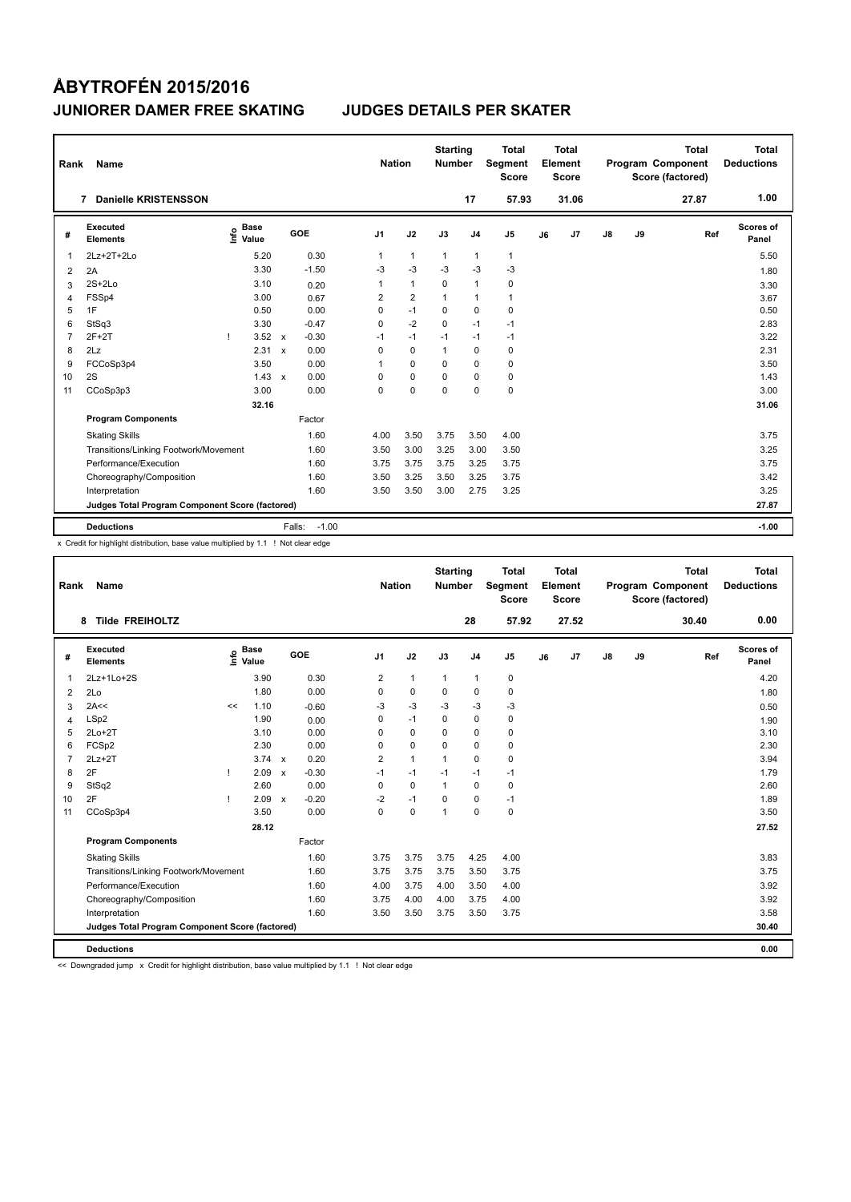# ÅBYTROFÉN 2015/2016

## JUNIORER DAMER FREE SKATING JUDGES DETAILS PER SKATER

| Rank | Name | Nation | Starting Number | Total Segment Score | Total Element Score | Total Program Component Score (factored) | Total Deductions |
|---|---|---|---|---|---|---|---|
| 7 | Danielle KRISTENSSON | | 17 | 57.93 | 31.06 | 27.87 | 1.00 |

| # | Executed Elements | Info | Base Value | | GOE | J1 | J2 | J3 | J4 | J5 | J6 | J7 | J8 | J9 | Ref | Scores of Panel |
|---|---|---|---|---|---|---|---|---|---|---|---|---|---|---|---|---|
| 1 | 2Lz+2T+2Lo | | 5.20 | | 0.30 | 1 | 1 | 1 | 1 | 1 | | | | | | 5.50 |
| 2 | 2A | | 3.30 | | -1.50 | -3 | -3 | -3 | -3 | -3 | | | | | | 1.80 |
| 3 | 2S+2Lo | | 3.10 | | 0.20 | 1 | 1 | 0 | 1 | 0 | | | | | | 3.30 |
| 4 | FSSp4 | | 3.00 | | 0.67 | 2 | 2 | 1 | 1 | 1 | | | | | | 3.67 |
| 5 | 1F | | 0.50 | | 0.00 | 0 | -1 | 0 | 0 | 0 | | | | | | 0.50 |
| 6 | StSq3 | | 3.30 | | -0.47 | 0 | -2 | 0 | -1 | -1 | | | | | | 2.83 |
| 7 | 2F+2T | ! | 3.52 | x | -0.30 | -1 | -1 | -1 | -1 | -1 | | | | | | 3.22 |
| 8 | 2Lz | | 2.31 | x | 0.00 | 0 | 0 | 1 | 0 | 0 | | | | | | 2.31 |
| 9 | FCCoSp3p4 | | 3.50 | | 0.00 | 1 | 0 | 0 | 0 | 0 | | | | | | 3.50 |
| 10 | 2S | | 1.43 | x | 0.00 | 0 | 0 | 0 | 0 | 0 | | | | | | 1.43 |
| 11 | CCoSp3p3 | | 3.00 | | 0.00 | 0 | 0 | 0 | 0 | 0 | | | | | | 3.00 |
| | | | 32.16 | | | | | | | | | | | | | 31.06 |
| | **Program Components** | | | | Factor | | | | | | | | | | | |
| | Skating Skills | | | | 1.60 | 4.00 | 3.50 | 3.75 | 3.50 | 4.00 | | | | | | 3.75 |
| | Transitions/Linking Footwork/Movement | | | | 1.60 | 3.50 | 3.00 | 3.25 | 3.00 | 3.50 | | | | | | 3.25 |
| | Performance/Execution | | | | 1.60 | 3.75 | 3.75 | 3.75 | 3.25 | 3.75 | | | | | | 3.75 |
| | Choreography/Composition | | | | 1.60 | 3.50 | 3.25 | 3.50 | 3.25 | 3.75 | | | | | | 3.42 |
| | Interpretation | | | | 1.60 | 3.50 | 3.50 | 3.00 | 2.75 | 3.25 | | | | | | 3.25 |
| | **Judges Total Program Component Score (factored)** | | | | | | | | | | | | | | | 27.87 |
| | **Deductions** | | | | Falls: -1.00 | | | | | | | | | | | -1.00 |

x Credit for highlight distribution, base value multiplied by 1.1 ! Not clear edge

| Rank | Name | Nation | Starting Number | Total Segment Score | Total Element Score | Total Program Component Score (factored) | Total Deductions |
|---|---|---|---|---|---|---|---|
| 8 | Tilde FREIHOLTZ | | 28 | 57.92 | 27.52 | 30.40 | 0.00 |

| # | Executed Elements | Info | Base Value | | GOE | J1 | J2 | J3 | J4 | J5 | J6 | J7 | J8 | J9 | Ref | Scores of Panel |
|---|---|---|---|---|---|---|---|---|---|---|---|---|---|---|---|---|
| 1 | 2Lz+1Lo+2S | | 3.90 | | 0.30 | 2 | 1 | 1 | 1 | 0 | | | | | | 4.20 |
| 2 | 2Lo | | 1.80 | | 0.00 | 0 | 0 | 0 | 0 | 0 | | | | | | 1.80 |
| 3 | 2A<< | << | 1.10 | | -0.60 | -3 | -3 | -3 | -3 | -3 | | | | | | 0.50 |
| 4 | LSp2 | | 1.90 | | 0.00 | 0 | -1 | 0 | 0 | 0 | | | | | | 1.90 |
| 5 | 2Lo+2T | | 3.10 | | 0.00 | 0 | 0 | 0 | 0 | 0 | | | | | | 3.10 |
| 6 | FCSp2 | | 2.30 | | 0.00 | 0 | 0 | 0 | 0 | 0 | | | | | | 2.30 |
| 7 | 2Lz+2T | | 3.74 | x | 0.20 | 2 | 1 | 1 | 0 | 0 | | | | | | 3.94 |
| 8 | 2F | ! | 2.09 | x | -0.30 | -1 | -1 | -1 | -1 | -1 | | | | | | 1.79 |
| 9 | StSq2 | | 2.60 | | 0.00 | 0 | 0 | 1 | 0 | 0 | | | | | | 2.60 |
| 10 | 2F | ! | 2.09 | x | -0.20 | -2 | -1 | 0 | 0 | -1 | | | | | | 1.89 |
| 11 | CCoSp3p4 | | 3.50 | | 0.00 | 0 | 0 | 1 | 0 | 0 | | | | | | 3.50 |
| | | | 28.12 | | | | | | | | | | | | | 27.52 |
| | **Program Components** | | | | Factor | | | | | | | | | | | |
| | Skating Skills | | | | 1.60 | 3.75 | 3.75 | 3.75 | 4.25 | 4.00 | | | | | | 3.83 |
| | Transitions/Linking Footwork/Movement | | | | 1.60 | 3.75 | 3.75 | 3.75 | 3.50 | 3.75 | | | | | | 3.75 |
| | Performance/Execution | | | | 1.60 | 4.00 | 3.75 | 4.00 | 3.50 | 4.00 | | | | | | 3.92 |
| | Choreography/Composition | | | | 1.60 | 3.75 | 4.00 | 4.00 | 3.75 | 4.00 | | | | | | 3.92 |
| | Interpretation | | | | 1.60 | 3.50 | 3.50 | 3.75 | 3.50 | 3.75 | | | | | | 3.58 |
| | **Judges Total Program Component Score (factored)** | | | | | | | | | | | | | | | 30.40 |
| | **Deductions** | | | | | | | | | | | | | | | 0.00 |

<< Downgraded jump x Credit for highlight distribution, base value multiplied by 1.1 ! Not clear edge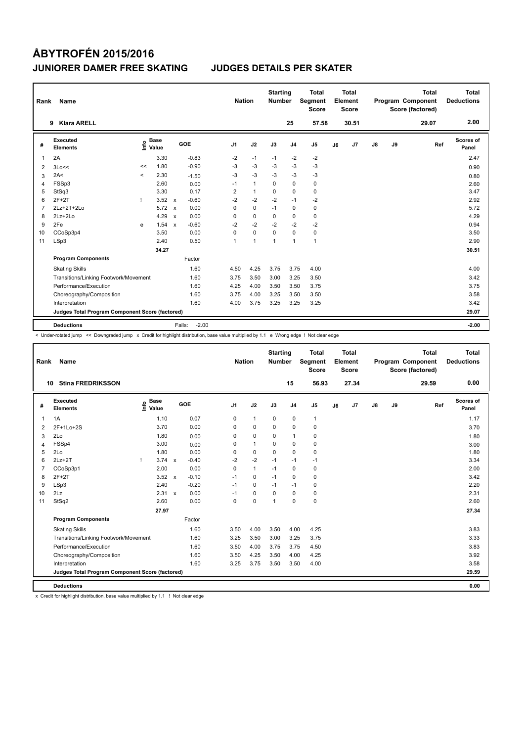# ÅBYTROFÉN 2015/2016

## JUNIORER DAMER FREE SKATING — JUDGES DETAILS PER SKATER

| Rank | Name | Nation | Starting Number | Total Segment Score | Total Element Score | Total Program Component Score (factored) | Total Deductions |
|---|---|---|---|---|---|---|---|
| 9 | Klara ARELL | | 25 | 57.58 | 30.51 | 29.07 | 2.00 |

| # | Executed Elements | Info | Base Value | | GOE | J1 | J2 | J3 | J4 | J5 | J6 | J7 | J8 | J9 | Ref | Scores of Panel |
|---|---|---|---|---|---|---|---|---|---|---|---|---|---|---|---|---|
| 1 | 2A | | 3.30 | | -0.83 | -2 | -1 | -1 | -2 | -2 | | | | | | 2.47 |
| 2 | 3Lo<< | << | 1.80 | | -0.90 | -3 | -3 | -3 | -3 | -3 | | | | | | 0.90 |
| 3 | 2A< | < | 2.30 | | -1.50 | -3 | -3 | -3 | -3 | -3 | | | | | | 0.80 |
| 4 | FSSp3 | | 2.60 | | 0.00 | -1 | 1 | 0 | 0 | 0 | | | | | | 2.60 |
| 5 | StSq3 | | 3.30 | | 0.17 | 2 | 1 | 0 | 0 | 0 | | | | | | 3.47 |
| 6 | 2F+2T | ! | 3.52 | x | -0.60 | -2 | -2 | -2 | -1 | -2 | | | | | | 2.92 |
| 7 | 2Lz+2T+2Lo | | 5.72 | x | 0.00 | 0 | 0 | -1 | 0 | 0 | | | | | | 5.72 |
| 8 | 2Lz+2Lo | | 4.29 | x | 0.00 | 0 | 0 | 0 | 0 | 0 | | | | | | 4.29 |
| 9 | 2Fe | e | 1.54 | x | -0.60 | -2 | -2 | -2 | -2 | -2 | | | | | | 0.94 |
| 10 | CCoSp3p4 | | 3.50 | | 0.00 | 0 | 0 | 0 | 0 | 0 | | | | | | 3.50 |
| 11 | LSp3 | | 2.40 | | 0.50 | 1 | 1 | 1 | 1 | 1 | | | | | | 2.90 |
| | | | 34.27 | | | | | | | | | | | | | 30.51 |
| | **Program Components** | | | | Factor | | | | | | | | | | | |
| | Skating Skills | | | | 1.60 | 4.50 | 4.25 | 3.75 | 3.75 | 4.00 | | | | | | 4.00 |
| | Transitions/Linking Footwork/Movement | | | | 1.60 | 3.75 | 3.50 | 3.00 | 3.25 | 3.50 | | | | | | 3.42 |
| | Performance/Execution | | | | 1.60 | 4.25 | 4.00 | 3.50 | 3.50 | 3.75 | | | | | | 3.75 |
| | Choreography/Composition | | | | 1.60 | 3.75 | 4.00 | 3.25 | 3.50 | 3.50 | | | | | | 3.58 |
| | Interpretation | | | | 1.60 | 4.00 | 3.75 | 3.25 | 3.25 | 3.25 | | | | | | 3.42 |
| | **Judges Total Program Component Score (factored)** | | | | | | | | | | | | | | | 29.07 |
| | **Deductions** | | | | Falls: -2.00 | | | | | | | | | | | -2.00 |

< Under-rotated jump << Downgraded jump x Credit for highlight distribution, base value multiplied by 1.1 e Wrong edge ! Not clear edge

| Rank | Name | Nation | Starting Number | Total Segment Score | Total Element Score | Total Program Component Score (factored) | Total Deductions |
|---|---|---|---|---|---|---|---|
| 10 | Stina FREDRIKSSON | | 15 | 56.93 | 27.34 | 29.59 | 0.00 |

| # | Executed Elements | Info | Base Value | | GOE | J1 | J2 | J3 | J4 | J5 | J6 | J7 | J8 | J9 | Ref | Scores of Panel |
|---|---|---|---|---|---|---|---|---|---|---|---|---|---|---|---|---|
| 1 | 1A | | 1.10 | | 0.07 | 0 | 1 | 0 | 0 | 1 | | | | | | 1.17 |
| 2 | 2F+1Lo+2S | | 3.70 | | 0.00 | 0 | 0 | 0 | 0 | 0 | | | | | | 3.70 |
| 3 | 2Lo | | 1.80 | | 0.00 | 0 | 0 | 0 | 1 | 0 | | | | | | 1.80 |
| 4 | FSSp4 | | 3.00 | | 0.00 | 0 | 1 | 0 | 0 | 0 | | | | | | 3.00 |
| 5 | 2Lo | | 1.80 | | 0.00 | 0 | 0 | 0 | 0 | 0 | | | | | | 1.80 |
| 6 | 2Lz+2T | ! | 3.74 | x | -0.40 | -2 | -2 | -1 | -1 | -1 | | | | | | 3.34 |
| 7 | CCoSp3p1 | | 2.00 | | 0.00 | 0 | 1 | -1 | 0 | 0 | | | | | | 2.00 |
| 8 | 2F+2T | | 3.52 | x | -0.10 | -1 | 0 | -1 | 0 | 0 | | | | | | 3.42 |
| 9 | LSp3 | | 2.40 | | -0.20 | -1 | 0 | -1 | -1 | 0 | | | | | | 2.20 |
| 10 | 2Lz | | 2.31 | x | 0.00 | -1 | 0 | 0 | 0 | 0 | | | | | | 2.31 |
| 11 | StSq2 | | 2.60 | | 0.00 | 0 | 0 | 1 | 0 | 0 | | | | | | 2.60 |
| | | | 27.97 | | | | | | | | | | | | | 27.34 |
| | **Program Components** | | | | Factor | | | | | | | | | | | |
| | Skating Skills | | | | 1.60 | 3.50 | 4.00 | 3.50 | 4.00 | 4.25 | | | | | | 3.83 |
| | Transitions/Linking Footwork/Movement | | | | 1.60 | 3.25 | 3.50 | 3.00 | 3.25 | 3.75 | | | | | | 3.33 |
| | Performance/Execution | | | | 1.60 | 3.50 | 4.00 | 3.75 | 3.75 | 4.50 | | | | | | 3.83 |
| | Choreography/Composition | | | | 1.60 | 3.50 | 4.25 | 3.50 | 4.00 | 4.25 | | | | | | 3.92 |
| | Interpretation | | | | 1.60 | 3.25 | 3.75 | 3.50 | 3.50 | 4.00 | | | | | | 3.58 |
| | **Judges Total Program Component Score (factored)** | | | | | | | | | | | | | | | 29.59 |
| | **Deductions** | | | | | | | | | | | | | | | 0.00 |

x Credit for highlight distribution, base value multiplied by 1.1 ! Not clear edge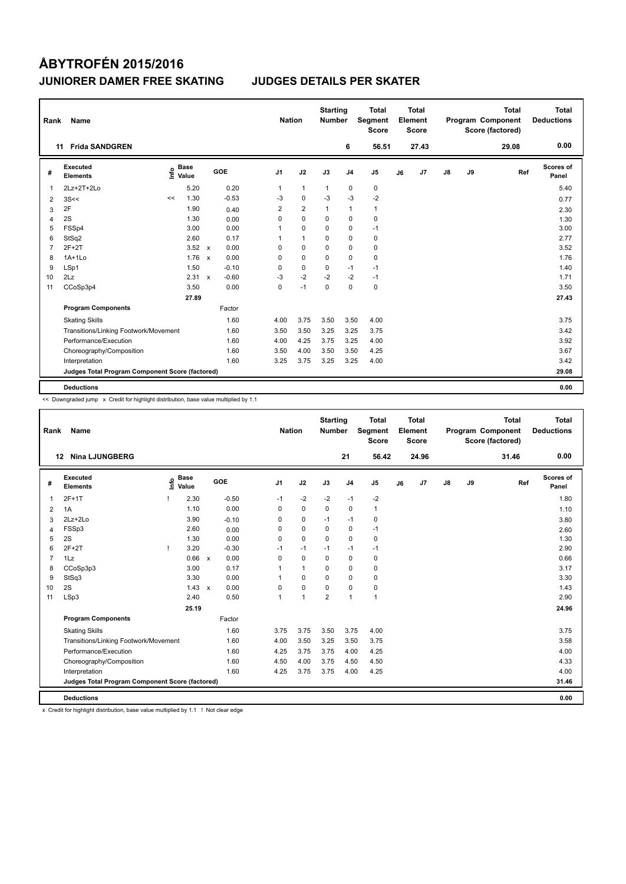# ÅBYTROFÉN 2015/2016

## JUNIORER DAMER FREE SKATING JUDGES DETAILS PER SKATER

| Rank | Name | Nation | Starting Number | Total Segment Score | Total Element Score | Total Program Component Score (factored) | Total Deductions |
|---|---|---|---|---|---|---|---|
| 11 | Frida SANDGREN | | 6 | 56.51 | 27.43 | 29.08 | 0.00 |

| # | Executed Elements | Info | Base Value | | GOE | J1 | J2 | J3 | J4 | J5 | J6 | J7 | J8 | J9 | Ref | Scores of Panel |
|---|---|---|---|---|---|---|---|---|---|---|---|---|---|---|---|---|
| 1 | 2Lz+2T+2Lo | | 5.20 | | 0.20 | 1 | 1 | 1 | 0 | 0 | | | | | | 5.40 |
| 2 | 3S<< | << | 1.30 | | -0.53 | -3 | 0 | -3 | -3 | -2 | | | | | | 0.77 |
| 3 | 2F | | 1.90 | | 0.40 | 2 | 2 | 1 | 1 | 1 | | | | | | 2.30 |
| 4 | 2S | | 1.30 | | 0.00 | 0 | 0 | 0 | 0 | 0 | | | | | | 1.30 |
| 5 | FSSp4 | | 3.00 | | 0.00 | 1 | 0 | 0 | 0 | -1 | | | | | | 3.00 |
| 6 | StSq2 | | 2.60 | | 0.17 | 1 | 1 | 0 | 0 | 0 | | | | | | 2.77 |
| 7 | 2F+2T | | 3.52 | x | 0.00 | 0 | 0 | 0 | 0 | 0 | | | | | | 3.52 |
| 8 | 1A+1Lo | | 1.76 | x | 0.00 | 0 | 0 | 0 | 0 | 0 | | | | | | 1.76 |
| 9 | LSp1 | | 1.50 | | -0.10 | 0 | 0 | 0 | -1 | -1 | | | | | | 1.40 |
| 10 | 2Lz | | 2.31 | x | -0.60 | -3 | -2 | -2 | -2 | -1 | | | | | | 1.71 |
| 11 | CCoSp3p4 | | 3.50 | | 0.00 | 0 | -1 | 0 | 0 | 0 | | | | | | 3.50 |
| | | | 27.89 | | | | | | | | | | | | | 27.43 |
| | **Program Components** | | | | Factor | | | | | | | | | | | |
| | Skating Skills | | | | 1.60 | 4.00 | 3.75 | 3.50 | 3.50 | 4.00 | | | | | | 3.75 |
| | Transitions/Linking Footwork/Movement | | | | 1.60 | 3.50 | 3.50 | 3.25 | 3.25 | 3.75 | | | | | | 3.42 |
| | Performance/Execution | | | | 1.60 | 4.00 | 4.25 | 3.75 | 3.25 | 4.00 | | | | | | 3.92 |
| | Choreography/Composition | | | | 1.60 | 3.50 | 4.00 | 3.50 | 3.50 | 4.25 | | | | | | 3.67 |
| | Interpretation | | | | 1.60 | 3.25 | 3.75 | 3.25 | 3.25 | 4.00 | | | | | | 3.42 |
| | **Judges Total Program Component Score (factored)** | | | | | | | | | | | | | | | 29.08 |
| | **Deductions** | | | | | | | | | | | | | | | 0.00 |

<< Downgraded jump x Credit for highlight distribution, base value multiplied by 1.1

| Rank | Name | Nation | Starting Number | Total Segment Score | Total Element Score | Total Program Component Score (factored) | Total Deductions |
|---|---|---|---|---|---|---|---|
| 12 | Nina LJUNGBERG | | 21 | 56.42 | 24.96 | 31.46 | 0.00 |

| # | Executed Elements | Info | Base Value | | GOE | J1 | J2 | J3 | J4 | J5 | J6 | J7 | J8 | J9 | Ref | Scores of Panel |
|---|---|---|---|---|---|---|---|---|---|---|---|---|---|---|---|---|
| 1 | 2F+1T | ! | 2.30 | | -0.50 | -1 | -2 | -2 | -1 | -2 | | | | | | 1.80 |
| 2 | 1A | | 1.10 | | 0.00 | 0 | 0 | 0 | 0 | 1 | | | | | | 1.10 |
| 3 | 2Lz+2Lo | | 3.90 | | -0.10 | 0 | 0 | -1 | -1 | 0 | | | | | | 3.80 |
| 4 | FSSp3 | | 2.60 | | 0.00 | 0 | 0 | 0 | 0 | -1 | | | | | | 2.60 |
| 5 | 2S | | 1.30 | | 0.00 | 0 | 0 | 0 | 0 | 0 | | | | | | 1.30 |
| 6 | 2F+2T | ! | 3.20 | | -0.30 | -1 | -1 | -1 | -1 | -1 | | | | | | 2.90 |
| 7 | 1Lz | | 0.66 | x | 0.00 | 0 | 0 | 0 | 0 | 0 | | | | | | 0.66 |
| 8 | CCoSp3p3 | | 3.00 | | 0.17 | 1 | 1 | 0 | 0 | 0 | | | | | | 3.17 |
| 9 | StSq3 | | 3.30 | | 0.00 | 1 | 0 | 0 | 0 | 0 | | | | | | 3.30 |
| 10 | 2S | | 1.43 | x | 0.00 | 0 | 0 | 0 | 0 | 0 | | | | | | 1.43 |
| 11 | LSp3 | | 2.40 | | 0.50 | 1 | 1 | 2 | 1 | 1 | | | | | | 2.90 |
| | | | 25.19 | | | | | | | | | | | | | 24.96 |
| | **Program Components** | | | | Factor | | | | | | | | | | | |
| | Skating Skills | | | | 1.60 | 3.75 | 3.75 | 3.50 | 3.75 | 4.00 | | | | | | 3.75 |
| | Transitions/Linking Footwork/Movement | | | | 1.60 | 4.00 | 3.50 | 3.25 | 3.50 | 3.75 | | | | | | 3.58 |
| | Performance/Execution | | | | 1.60 | 4.25 | 3.75 | 3.75 | 4.00 | 4.25 | | | | | | 4.00 |
| | Choreography/Composition | | | | 1.60 | 4.50 | 4.00 | 3.75 | 4.50 | 4.50 | | | | | | 4.33 |
| | Interpretation | | | | 1.60 | 4.25 | 3.75 | 3.75 | 4.00 | 4.25 | | | | | | 4.00 |
| | **Judges Total Program Component Score (factored)** | | | | | | | | | | | | | | | 31.46 |
| | **Deductions** | | | | | | | | | | | | | | | 0.00 |

x Credit for highlight distribution, base value multiplied by 1.1 ! Not clear edge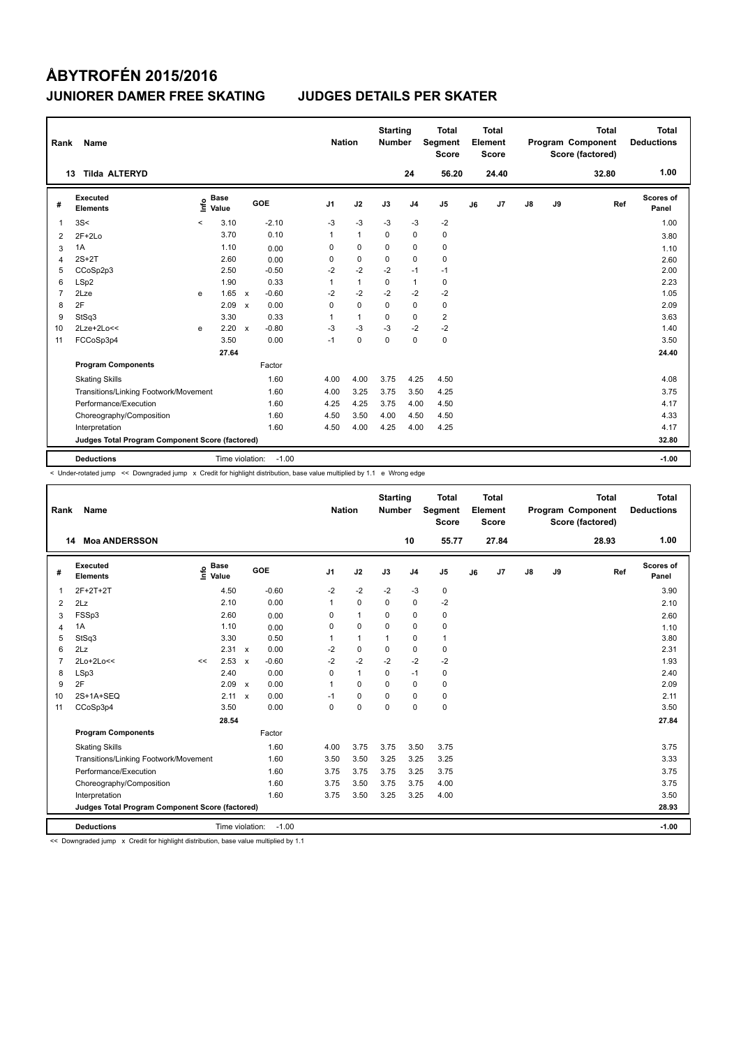# ÅBYTROFÉN 2015/2016

## JUNIORER DAMER FREE SKATING — JUDGES DETAILS PER SKATER

| Rank | Name | Nation | Starting Number | Total Segment Score | Total Element Score | Total Program Component Score (factored) | Total Deductions |
|---|---|---|---|---|---|---|---|
| 13 | Tilda ALTERYD | | 24 | 56.20 | 24.40 | 32.80 | 1.00 |

| # | Executed Elements | Info | Base Value | | GOE | J1 | J2 | J3 | J4 | J5 | J6 | J7 | J8 | J9 | Ref | Scores of Panel |
|---|---|---|---|---|---|---|---|---|---|---|---|---|---|---|---|---|
| 1 | 3S< | < | 3.10 | | -2.10 | -3 | -3 | -3 | -3 | -2 | | | | | | 1.00 |
| 2 | 2F+2Lo | | 3.70 | | 0.10 | 1 | 1 | 0 | 0 | 0 | | | | | | 3.80 |
| 3 | 1A | | 1.10 | | 0.00 | 0 | 0 | 0 | 0 | 0 | | | | | | 1.10 |
| 4 | 2S+2T | | 2.60 | | 0.00 | 0 | 0 | 0 | 0 | 0 | | | | | | 2.60 |
| 5 | CCoSp2p3 | | 2.50 | | -0.50 | -2 | -2 | -2 | -1 | -1 | | | | | | 2.00 |
| 6 | LSp2 | | 1.90 | | 0.33 | 1 | 1 | 0 | 1 | 0 | | | | | | 2.23 |
| 7 | 2Lze | e | 1.65 | x | -0.60 | -2 | -2 | -2 | -2 | -2 | | | | | | 1.05 |
| 8 | 2F | | 2.09 | x | 0.00 | 0 | 0 | 0 | 0 | 0 | | | | | | 2.09 |
| 9 | StSq3 | | 3.30 | | 0.33 | 1 | 1 | 0 | 0 | 2 | | | | | | 3.63 |
| 10 | 2Lze+2Lo<< | e | 2.20 | x | -0.80 | -3 | -3 | -3 | -2 | -2 | | | | | | 1.40 |
| 11 | FCCoSp3p4 | | 3.50 | | 0.00 | -1 | 0 | 0 | 0 | 0 | | | | | | 3.50 |
| | | | 27.64 | | | | | | | | | | | | | 24.40 |
| | **Program Components** | | | | Factor | | | | | | | | | | | |
| | Skating Skills | | | | 1.60 | 4.00 | 4.00 | 3.75 | 4.25 | 4.50 | | | | | | 4.08 |
| | Transitions/Linking Footwork/Movement | | | | 1.60 | 4.00 | 3.25 | 3.75 | 3.50 | 4.25 | | | | | | 3.75 |
| | Performance/Execution | | | | 1.60 | 4.25 | 4.25 | 3.75 | 4.00 | 4.50 | | | | | | 4.17 |
| | Choreography/Composition | | | | 1.60 | 4.50 | 3.50 | 4.00 | 4.50 | 4.50 | | | | | | 4.33 |
| | Interpretation | | | | 1.60 | 4.50 | 4.00 | 4.25 | 4.00 | 4.25 | | | | | | 4.17 |
| | **Judges Total Program Component Score (factored)** | | | | | | | | | | | | | | | 32.80 |
| | **Deductions** | | Time violation: | | -1.00 | | | | | | | | | | | -1.00 |

< Under-rotated jump << Downgraded jump x Credit for highlight distribution, base value multiplied by 1.1 e Wrong edge

| Rank | Name | Nation | Starting Number | Total Segment Score | Total Element Score | Total Program Component Score (factored) | Total Deductions |
|---|---|---|---|---|---|---|---|
| 14 | Moa ANDERSSON | | 10 | 55.77 | 27.84 | 28.93 | 1.00 |

| # | Executed Elements | Info | Base Value | | GOE | J1 | J2 | J3 | J4 | J5 | J6 | J7 | J8 | J9 | Ref | Scores of Panel |
|---|---|---|---|---|---|---|---|---|---|---|---|---|---|---|---|---|
| 1 | 2F+2T+2T | | 4.50 | | -0.60 | -2 | -2 | -2 | -3 | 0 | | | | | | 3.90 |
| 2 | 2Lz | | 2.10 | | 0.00 | 1 | 0 | 0 | 0 | -2 | | | | | | 2.10 |
| 3 | FSSp3 | | 2.60 | | 0.00 | 0 | 1 | 0 | 0 | 0 | | | | | | 2.60 |
| 4 | 1A | | 1.10 | | 0.00 | 0 | 0 | 0 | 0 | 0 | | | | | | 1.10 |
| 5 | StSq3 | | 3.30 | | 0.50 | 1 | 1 | 1 | 0 | 1 | | | | | | 3.80 |
| 6 | 2Lz | | 2.31 | x | 0.00 | -2 | 0 | 0 | 0 | 0 | | | | | | 2.31 |
| 7 | 2Lo+2Lo<< | << | 2.53 | x | -0.60 | -2 | -2 | -2 | -2 | -2 | | | | | | 1.93 |
| 8 | LSp3 | | 2.40 | | 0.00 | 0 | 1 | 0 | -1 | 0 | | | | | | 2.40 |
| 9 | 2F | | 2.09 | x | 0.00 | 1 | 0 | 0 | 0 | 0 | | | | | | 2.09 |
| 10 | 2S+1A+SEQ | | 2.11 | x | 0.00 | -1 | 0 | 0 | 0 | 0 | | | | | | 2.11 |
| 11 | CCoSp3p4 | | 3.50 | | 0.00 | 0 | 0 | 0 | 0 | 0 | | | | | | 3.50 |
| | | | 28.54 | | | | | | | | | | | | | 27.84 |
| | **Program Components** | | | | Factor | | | | | | | | | | | |
| | Skating Skills | | | | 1.60 | 4.00 | 3.75 | 3.75 | 3.50 | 3.75 | | | | | | 3.75 |
| | Transitions/Linking Footwork/Movement | | | | 1.60 | 3.50 | 3.50 | 3.25 | 3.25 | 3.25 | | | | | | 3.33 |
| | Performance/Execution | | | | 1.60 | 3.75 | 3.75 | 3.75 | 3.25 | 3.75 | | | | | | 3.75 |
| | Choreography/Composition | | | | 1.60 | 3.75 | 3.50 | 3.75 | 3.75 | 4.00 | | | | | | 3.75 |
| | Interpretation | | | | 1.60 | 3.75 | 3.50 | 3.25 | 3.25 | 4.00 | | | | | | 3.50 |
| | **Judges Total Program Component Score (factored)** | | | | | | | | | | | | | | | 28.93 |
| | **Deductions** | | Time violation: | | -1.00 | | | | | | | | | | | -1.00 |

<< Downgraded jump x Credit for highlight distribution, base value multiplied by 1.1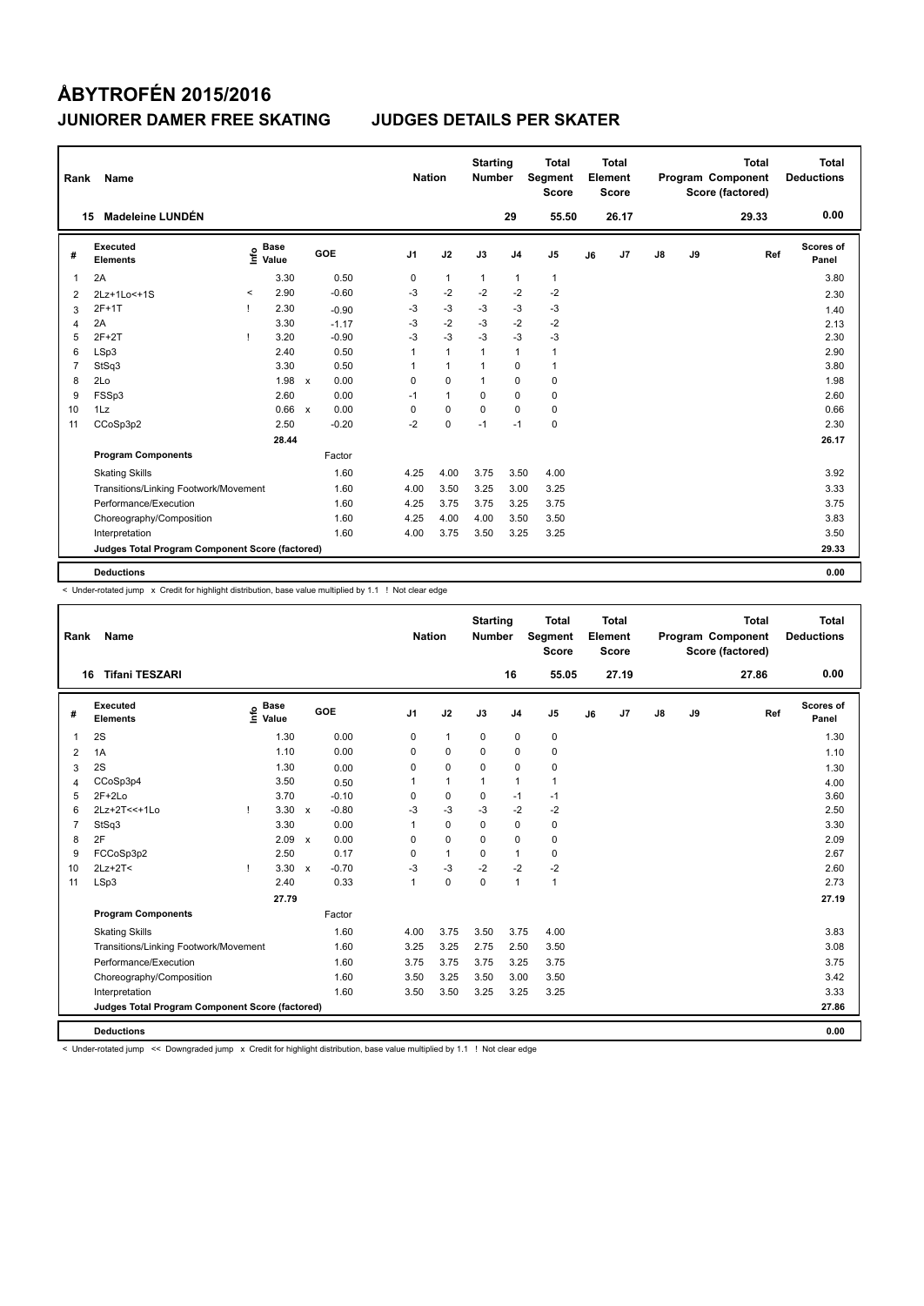# ÅBYTROFÉN 2015/2016

## JUNIORER DAMER FREE SKATING — JUDGES DETAILS PER SKATER

| Rank | Name | Nation | Starting Number | Total Segment Score | Total Element Score | Total Program Component Score (factored) | Total Deductions |
|---|---|---|---|---|---|---|---|
| 15 | Madeleine LUNDÉN | | 29 | 55.50 | 26.17 | 29.33 | 0.00 |

| # | Executed Elements | Info | Base Value | | GOE | J1 | J2 | J3 | J4 | J5 | J6 | J7 | J8 | J9 | Ref | Scores of Panel |
|---|---|---|---|---|---|---|---|---|---|---|---|---|---|---|---|---|
| 1 | 2A | | 3.30 | | 0.50 | 0 | 1 | 1 | 1 | 1 | | | | | | 3.80 |
| 2 | 2Lz+1Lo<+1S | < | 2.90 | | -0.60 | -3 | -2 | -2 | -2 | -2 | | | | | | 2.30 |
| 3 | 2F+1T | ! | 2.30 | | -0.90 | -3 | -3 | -3 | -3 | -3 | | | | | | 1.40 |
| 4 | 2A | | 3.30 | | -1.17 | -3 | -2 | -3 | -2 | -2 | | | | | | 2.13 |
| 5 | 2F+2T | ! | 3.20 | | -0.90 | -3 | -3 | -3 | -3 | -3 | | | | | | 2.30 |
| 6 | LSp3 | | 2.40 | | 0.50 | 1 | 1 | 1 | 1 | 1 | | | | | | 2.90 |
| 7 | StSq3 | | 3.30 | | 0.50 | 1 | 1 | 1 | 0 | 1 | | | | | | 3.80 |
| 8 | 2Lo | | 1.98 | x | 0.00 | 0 | 0 | 1 | 0 | 0 | | | | | | 1.98 |
| 9 | FSSp3 | | 2.60 | | 0.00 | -1 | 1 | 0 | 0 | 0 | | | | | | 2.60 |
| 10 | 1Lz | | 0.66 | x | 0.00 | 0 | 0 | 0 | 0 | 0 | | | | | | 0.66 |
| 11 | CCoSp3p2 | | 2.50 | | -0.20 | -2 | 0 | -1 | -1 | 0 | | | | | | 2.30 |
| | | | 28.44 | | | | | | | | | | | | | 26.17 |
| | **Program Components** | | | | Factor | | | | | | | | | | | |
| | Skating Skills | | | | 1.60 | 4.25 | 4.00 | 3.75 | 3.50 | 4.00 | | | | | | 3.92 |
| | Transitions/Linking Footwork/Movement | | | | 1.60 | 4.00 | 3.50 | 3.25 | 3.00 | 3.25 | | | | | | 3.33 |
| | Performance/Execution | | | | 1.60 | 4.25 | 3.75 | 3.75 | 3.25 | 3.75 | | | | | | 3.75 |
| | Choreography/Composition | | | | 1.60 | 4.25 | 4.00 | 4.00 | 3.50 | 3.50 | | | | | | 3.83 |
| | Interpretation | | | | 1.60 | 4.00 | 3.75 | 3.50 | 3.25 | 3.25 | | | | | | 3.50 |
| | **Judges Total Program Component Score (factored)** | | | | | | | | | | | | | | | 29.33 |
| | **Deductions** | | | | | | | | | | | | | | | 0.00 |

< Under-rotated jump x Credit for highlight distribution, base value multiplied by 1.1 ! Not clear edge

| Rank | Name | Nation | Starting Number | Total Segment Score | Total Element Score | Total Program Component Score (factored) | Total Deductions |
|---|---|---|---|---|---|---|---|
| 16 | Tifani TESZARI | | 16 | 55.05 | 27.19 | 27.86 | 0.00 |

| # | Executed Elements | Info | Base Value | | GOE | J1 | J2 | J3 | J4 | J5 | J6 | J7 | J8 | J9 | Ref | Scores of Panel |
|---|---|---|---|---|---|---|---|---|---|---|---|---|---|---|---|---|
| 1 | 2S | | 1.30 | | 0.00 | 0 | 1 | 0 | 0 | 0 | | | | | | 1.30 |
| 2 | 1A | | 1.10 | | 0.00 | 0 | 0 | 0 | 0 | 0 | | | | | | 1.10 |
| 3 | 2S | | 1.30 | | 0.00 | 0 | 0 | 0 | 0 | 0 | | | | | | 1.30 |
| 4 | CCoSp3p4 | | 3.50 | | 0.50 | 1 | 1 | 1 | 1 | 1 | | | | | | 4.00 |
| 5 | 2F+2Lo | | 3.70 | | -0.10 | 0 | 0 | 0 | -1 | -1 | | | | | | 3.60 |
| 6 | 2Lz+2T<<+1Lo | ! | 3.30 | x | -0.80 | -3 | -3 | -3 | -2 | -2 | | | | | | 2.50 |
| 7 | StSq3 | | 3.30 | | 0.00 | 1 | 0 | 0 | 0 | 0 | | | | | | 3.30 |
| 8 | 2F | | 2.09 | x | 0.00 | 0 | 0 | 0 | 0 | 0 | | | | | | 2.09 |
| 9 | FCCoSp3p2 | | 2.50 | | 0.17 | 0 | 1 | 0 | 1 | 0 | | | | | | 2.67 |
| 10 | 2Lz+2T< | ! | 3.30 | x | -0.70 | -3 | -3 | -2 | -2 | -2 | | | | | | 2.60 |
| 11 | LSp3 | | 2.40 | | 0.33 | 1 | 0 | 0 | 1 | 1 | | | | | | 2.73 |
| | | | 27.79 | | | | | | | | | | | | | 27.19 |
| | **Program Components** | | | | Factor | | | | | | | | | | | |
| | Skating Skills | | | | 1.60 | 4.00 | 3.75 | 3.50 | 3.75 | 4.00 | | | | | | 3.83 |
| | Transitions/Linking Footwork/Movement | | | | 1.60 | 3.25 | 3.25 | 2.75 | 2.50 | 3.50 | | | | | | 3.08 |
| | Performance/Execution | | | | 1.60 | 3.75 | 3.75 | 3.75 | 3.25 | 3.75 | | | | | | 3.75 |
| | Choreography/Composition | | | | 1.60 | 3.50 | 3.25 | 3.50 | 3.00 | 3.50 | | | | | | 3.42 |
| | Interpretation | | | | 1.60 | 3.50 | 3.50 | 3.25 | 3.25 | 3.25 | | | | | | 3.33 |
| | **Judges Total Program Component Score (factored)** | | | | | | | | | | | | | | | 27.86 |
| | **Deductions** | | | | | | | | | | | | | | | 0.00 |

< Under-rotated jump << Downgraded jump x Credit for highlight distribution, base value multiplied by 1.1 ! Not clear edge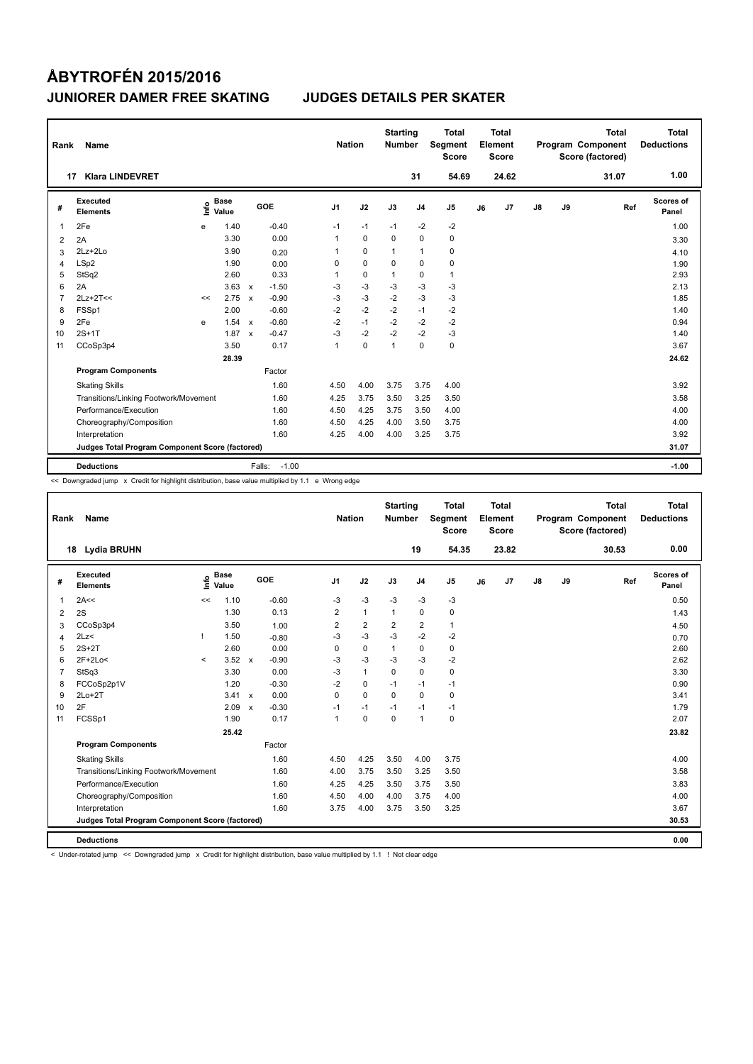# ÅBYTROFÉN 2015/2016

## JUNIORER DAMER FREE SKATING JUDGES DETAILS PER SKATER

| Rank | Name | Nation | Starting Number | Total Segment Score | Total Element Score | Total Program Component Score (factored) | Total Deductions |
|---|---|---|---|---|---|---|---|
| 17 | Klara LINDEVRET | | 31 | 54.69 | 24.62 | 31.07 | 1.00 |

| # | Executed Elements | Info | Base Value | | GOE | J1 | J2 | J3 | J4 | J5 | J6 | J7 | J8 | J9 | Ref | Scores of Panel |
|---|---|---|---|---|---|---|---|---|---|---|---|---|---|---|---|---|
| 1 | 2Fe | e | 1.40 | | -0.40 | -1 | -1 | -1 | -2 | -2 | | | | | | 1.00 |
| 2 | 2A | | 3.30 | | 0.00 | 1 | 0 | 0 | 0 | 0 | | | | | | 3.30 |
| 3 | 2Lz+2Lo | | 3.90 | | 0.20 | 1 | 0 | 1 | 1 | 0 | | | | | | 4.10 |
| 4 | LSp2 | | 1.90 | | 0.00 | 0 | 0 | 0 | 0 | 0 | | | | | | 1.90 |
| 5 | StSq2 | | 2.60 | | 0.33 | 1 | 0 | 1 | 0 | 1 | | | | | | 2.93 |
| 6 | 2A | | 3.63 | x | -1.50 | -3 | -3 | -3 | -3 | -3 | | | | | | 2.13 |
| 7 | 2Lz+2T<< | << | 2.75 | x | -0.90 | -3 | -3 | -2 | -3 | -3 | | | | | | 1.85 |
| 8 | FSSp1 | | 2.00 | | -0.60 | -2 | -2 | -2 | -1 | -2 | | | | | | 1.40 |
| 9 | 2Fe | e | 1.54 | x | -0.60 | -2 | -1 | -2 | -2 | -2 | | | | | | 0.94 |
| 10 | 2S+1T | | 1.87 | x | -0.47 | -3 | -2 | -2 | -2 | -3 | | | | | | 1.40 |
| 11 | CCoSp3p4 | | 3.50 | | 0.17 | 1 | 0 | 1 | 0 | 0 | | | | | | 3.67 |
| | | | 28.39 | | | | | | | | | | | | | 24.62 |
| | **Program Components** | | | | Factor | | | | | | | | | | | |
| | Skating Skills | | | | 1.60 | 4.50 | 4.00 | 3.75 | 3.75 | 4.00 | | | | | | 3.92 |
| | Transitions/Linking Footwork/Movement | | | | 1.60 | 4.25 | 3.75 | 3.50 | 3.25 | 3.50 | | | | | | 3.58 |
| | Performance/Execution | | | | 1.60 | 4.50 | 4.25 | 3.75 | 3.50 | 4.00 | | | | | | 4.00 |
| | Choreography/Composition | | | | 1.60 | 4.50 | 4.25 | 4.00 | 3.50 | 3.75 | | | | | | 4.00 |
| | Interpretation | | | | 1.60 | 4.25 | 4.00 | 4.00 | 3.25 | 3.75 | | | | | | 3.92 |
| | **Judges Total Program Component Score (factored)** | | | | | | | | | | | | | | | 31.07 |
| | **Deductions** | | | | Falls: -1.00 | | | | | | | | | | | -1.00 |

<< Downgraded jump x Credit for highlight distribution, base value multiplied by 1.1 e Wrong edge

| Rank | Name | Nation | Starting Number | Total Segment Score | Total Element Score | Total Program Component Score (factored) | Total Deductions |
|---|---|---|---|---|---|---|---|
| 18 | Lydia BRUHN | | 19 | 54.35 | 23.82 | 30.53 | 0.00 |

| # | Executed Elements | Info | Base Value | | GOE | J1 | J2 | J3 | J4 | J5 | J6 | J7 | J8 | J9 | Ref | Scores of Panel |
|---|---|---|---|---|---|---|---|---|---|---|---|---|---|---|---|---|
| 1 | 2A<< | << | 1.10 | | -0.60 | -3 | -3 | -3 | -3 | -3 | | | | | | 0.50 |
| 2 | 2S | | 1.30 | | 0.13 | 2 | 1 | 1 | 0 | 0 | | | | | | 1.43 |
| 3 | CCoSp3p4 | | 3.50 | | 1.00 | 2 | 2 | 2 | 2 | 1 | | | | | | 4.50 |
| 4 | 2Lz< | ! | 1.50 | | -0.80 | -3 | -3 | -3 | -2 | -2 | | | | | | 0.70 |
| 5 | 2S+2T | | 2.60 | | 0.00 | 0 | 0 | 1 | 0 | 0 | | | | | | 2.60 |
| 6 | 2F+2Lo< | < | 3.52 | x | -0.90 | -3 | -3 | -3 | -3 | -2 | | | | | | 2.62 |
| 7 | StSq3 | | 3.30 | | 0.00 | -3 | 1 | 0 | 0 | 0 | | | | | | 3.30 |
| 8 | FCCoSp2p1V | | 1.20 | | -0.30 | -2 | 0 | -1 | -1 | -1 | | | | | | 0.90 |
| 9 | 2Lo+2T | | 3.41 | x | 0.00 | 0 | 0 | 0 | 0 | 0 | | | | | | 3.41 |
| 10 | 2F | | 2.09 | x | -0.30 | -1 | -1 | -1 | -1 | -1 | | | | | | 1.79 |
| 11 | FCSSp1 | | 1.90 | | 0.17 | 1 | 0 | 0 | 1 | 0 | | | | | | 2.07 |
| | | | 25.42 | | | | | | | | | | | | | 23.82 |
| | **Program Components** | | | | Factor | | | | | | | | | | | |
| | Skating Skills | | | | 1.60 | 4.50 | 4.25 | 3.50 | 4.00 | 3.75 | | | | | | 4.00 |
| | Transitions/Linking Footwork/Movement | | | | 1.60 | 4.00 | 3.75 | 3.50 | 3.25 | 3.50 | | | | | | 3.58 |
| | Performance/Execution | | | | 1.60 | 4.25 | 4.25 | 3.50 | 3.75 | 3.50 | | | | | | 3.83 |
| | Choreography/Composition | | | | 1.60 | 4.50 | 4.00 | 4.00 | 3.75 | 4.00 | | | | | | 4.00 |
| | Interpretation | | | | 1.60 | 3.75 | 4.00 | 3.75 | 3.50 | 3.25 | | | | | | 3.67 |
| | **Judges Total Program Component Score (factored)** | | | | | | | | | | | | | | | 30.53 |
| | **Deductions** | | | | | | | | | | | | | | | 0.00 |

< Under-rotated jump << Downgraded jump x Credit for highlight distribution, base value multiplied by 1.1 ! Not clear edge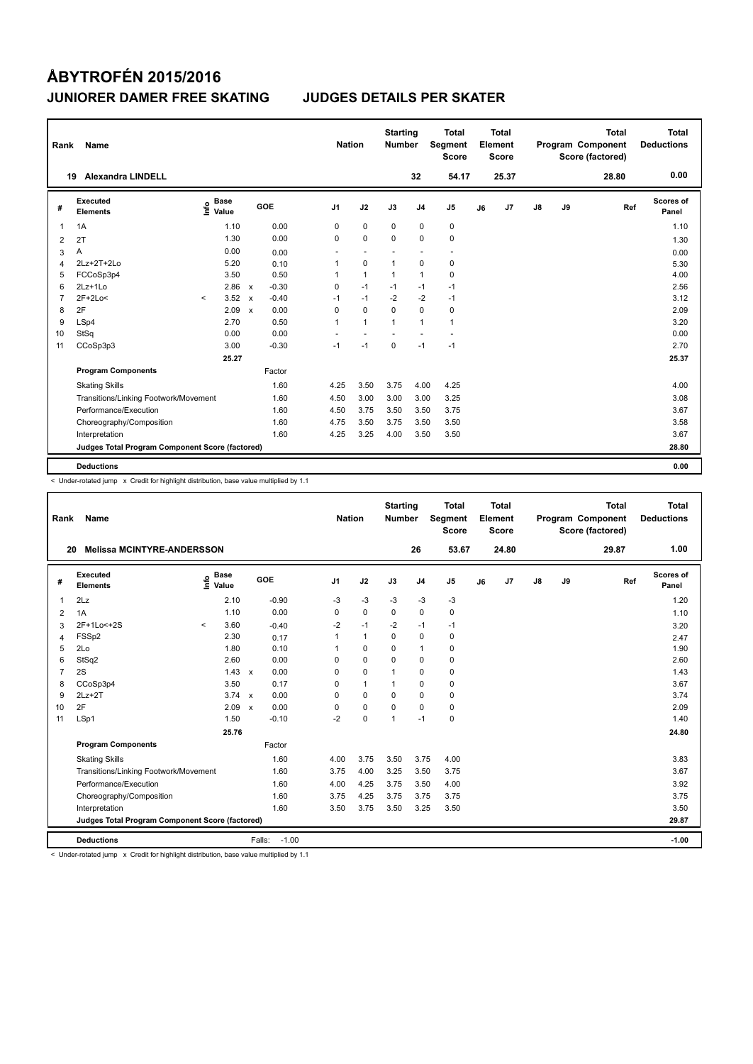# ÅBYTROFÉN 2015/2016

## JUNIORER DAMER FREE SKATING — JUDGES DETAILS PER SKATER

| Rank | Name | Nation | Starting Number | Total Segment Score | Total Element Score | Total Program Component Score (factored) | Total Deductions |
|---|---|---|---|---|---|---|---|
| 19 | Alexandra LINDELL | | 32 | 54.17 | 25.37 | 28.80 | 0.00 |

| # | Executed Elements | Info | Base Value | | GOE | J1 | J2 | J3 | J4 | J5 | J6 | J7 | J8 | J9 | Ref | Scores of Panel |
|---|---|---|---|---|---|---|---|---|---|---|---|---|---|---|---|---|
| 1 | 1A | | 1.10 | | 0.00 | 0 | 0 | 0 | 0 | 0 | | | | | | 1.10 |
| 2 | 2T | | 1.30 | | 0.00 | 0 | 0 | 0 | 0 | 0 | | | | | | 1.30 |
| 3 | A | | 0.00 | | 0.00 | - | - | - | - | - | | | | | | 0.00 |
| 4 | 2Lz+2T+2Lo | | 5.20 | | 0.10 | 1 | 0 | 1 | 0 | 0 | | | | | | 5.30 |
| 5 | FCCoSp3p4 | | 3.50 | | 0.50 | 1 | 1 | 1 | 1 | 0 | | | | | | 4.00 |
| 6 | 2Lz+1Lo | | 2.86 | x | -0.30 | 0 | -1 | -1 | -1 | -1 | | | | | | 2.56 |
| 7 | 2F+2Lo< | < | 3.52 | x | -0.40 | -1 | -1 | -2 | -2 | -1 | | | | | | 3.12 |
| 8 | 2F | | 2.09 | x | 0.00 | 0 | 0 | 0 | 0 | 0 | | | | | | 2.09 |
| 9 | LSp4 | | 2.70 | | 0.50 | 1 | 1 | 1 | 1 | 1 | | | | | | 3.20 |
| 10 | StSq | | 0.00 | | 0.00 | - | - | - | - | - | | | | | | 0.00 |
| 11 | CCoSp3p3 | | 3.00 | | -0.30 | -1 | -1 | 0 | -1 | -1 | | | | | | 2.70 |
| | | | 25.27 | | | | | | | | | | | | | 25.37 |
| | **Program Components** | | | | Factor | | | | | | | | | | | |
| | Skating Skills | | | | 1.60 | 4.25 | 3.50 | 3.75 | 4.00 | 4.25 | | | | | | 4.00 |
| | Transitions/Linking Footwork/Movement | | | | 1.60 | 4.50 | 3.00 | 3.00 | 3.00 | 3.25 | | | | | | 3.08 |
| | Performance/Execution | | | | 1.60 | 4.50 | 3.75 | 3.50 | 3.50 | 3.75 | | | | | | 3.67 |
| | Choreography/Composition | | | | 1.60 | 4.75 | 3.50 | 3.75 | 3.50 | 3.50 | | | | | | 3.58 |
| | Interpretation | | | | 1.60 | 4.25 | 3.25 | 4.00 | 3.50 | 3.50 | | | | | | 3.67 |
| | **Judges Total Program Component Score (factored)** | | | | | | | | | | | | | | | 28.80 |
| | **Deductions** | | | | | | | | | | | | | | | 0.00 |

< Under-rotated jump x Credit for highlight distribution, base value multiplied by 1.1

| Rank | Name | Nation | Starting Number | Total Segment Score | Total Element Score | Total Program Component Score (factored) | Total Deductions |
|---|---|---|---|---|---|---|---|
| 20 | Melissa MCINTYRE-ANDERSSON | | 26 | 53.67 | 24.80 | 29.87 | 1.00 |

| # | Executed Elements | Info | Base Value | | GOE | J1 | J2 | J3 | J4 | J5 | J6 | J7 | J8 | J9 | Ref | Scores of Panel |
|---|---|---|---|---|---|---|---|---|---|---|---|---|---|---|---|---|
| 1 | 2Lz | | 2.10 | | -0.90 | -3 | -3 | -3 | -3 | -3 | | | | | | 1.20 |
| 2 | 1A | | 1.10 | | 0.00 | 0 | 0 | 0 | 0 | 0 | | | | | | 1.10 |
| 3 | 2F+1Lo<+2S | < | 3.60 | | -0.40 | -2 | -1 | -2 | -1 | -1 | | | | | | 3.20 |
| 4 | FSSp2 | | 2.30 | | 0.17 | 1 | 1 | 0 | 0 | 0 | | | | | | 2.47 |
| 5 | 2Lo | | 1.80 | | 0.10 | 1 | 0 | 0 | 1 | 0 | | | | | | 1.90 |
| 6 | StSq2 | | 2.60 | | 0.00 | 0 | 0 | 0 | 0 | 0 | | | | | | 2.60 |
| 7 | 2S | | 1.43 | x | 0.00 | 0 | 0 | 1 | 0 | 0 | | | | | | 1.43 |
| 8 | CCoSp3p4 | | 3.50 | | 0.17 | 0 | 1 | 1 | 0 | 0 | | | | | | 3.67 |
| 9 | 2Lz+2T | | 3.74 | x | 0.00 | 0 | 0 | 0 | 0 | 0 | | | | | | 3.74 |
| 10 | 2F | | 2.09 | x | 0.00 | 0 | 0 | 0 | 0 | 0 | | | | | | 2.09 |
| 11 | LSp1 | | 1.50 | | -0.10 | -2 | 0 | 1 | -1 | 0 | | | | | | 1.40 |
| | | | 25.76 | | | | | | | | | | | | | 24.80 |
| | **Program Components** | | | | Factor | | | | | | | | | | | |
| | Skating Skills | | | | 1.60 | 4.00 | 3.75 | 3.50 | 3.75 | 4.00 | | | | | | 3.83 |
| | Transitions/Linking Footwork/Movement | | | | 1.60 | 3.75 | 4.00 | 3.25 | 3.50 | 3.75 | | | | | | 3.67 |
| | Performance/Execution | | | | 1.60 | 4.00 | 4.25 | 3.75 | 3.50 | 4.00 | | | | | | 3.92 |
| | Choreography/Composition | | | | 1.60 | 3.75 | 4.25 | 3.75 | 3.75 | 3.75 | | | | | | 3.75 |
| | Interpretation | | | | 1.60 | 3.50 | 3.75 | 3.50 | 3.25 | 3.50 | | | | | | 3.50 |
| | **Judges Total Program Component Score (factored)** | | | | | | | | | | | | | | | 29.87 |
| | **Deductions** | | | | Falls: -1.00 | | | | | | | | | | | -1.00 |

< Under-rotated jump x Credit for highlight distribution, base value multiplied by 1.1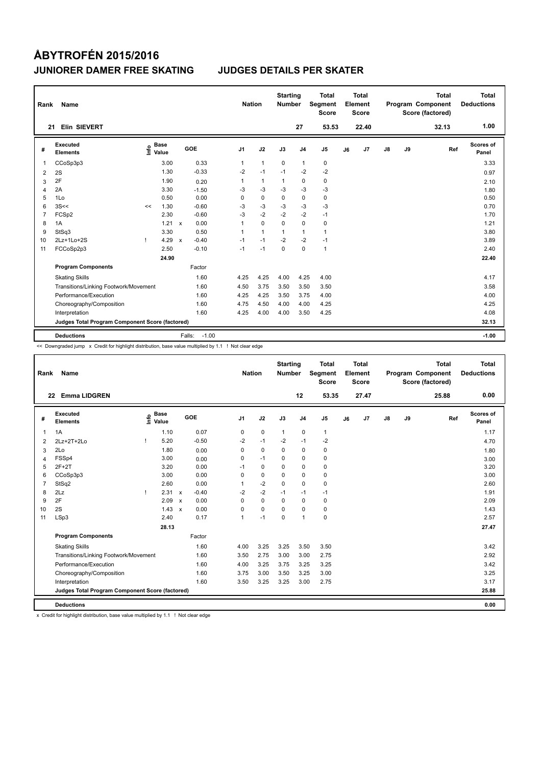# ÅBYTROFÉN 2015/2016

## JUNIORER DAMER FREE SKATING JUDGES DETAILS PER SKATER

| Rank | Name | Nation | Starting Number | Total Segment Score | Total Element Score | Total Program Component Score (factored) | Total Deductions |
|---|---|---|---|---|---|---|---|
| 21 | Elin SIEVERT | | 27 | 53.53 | 22.40 | 32.13 | 1.00 |

| # | Executed Elements | Info | Base Value | | GOE | J1 | J2 | J3 | J4 | J5 | J6 | J7 | J8 | J9 | Ref | Scores of Panel |
|---|---|---|---|---|---|---|---|---|---|---|---|---|---|---|---|---|
| 1 | CCoSp3p3 | | 3.00 | | 0.33 | 1 | 1 | 0 | 1 | 0 | | | | | | 3.33 |
| 2 | 2S | | 1.30 | | -0.33 | -2 | -1 | -1 | -2 | -2 | | | | | | 0.97 |
| 3 | 2F | | 1.90 | | 0.20 | 1 | 1 | 1 | 0 | 0 | | | | | | 2.10 |
| 4 | 2A | | 3.30 | | -1.50 | -3 | -3 | -3 | -3 | -3 | | | | | | 1.80 |
| 5 | 1Lo | | 0.50 | | 0.00 | 0 | 0 | 0 | 0 | 0 | | | | | | 0.50 |
| 6 | 3S<< | << | 1.30 | | -0.60 | -3 | -3 | -3 | -3 | -3 | | | | | | 0.70 |
| 7 | FCSp2 | | 2.30 | | -0.60 | -3 | -2 | -2 | -2 | -1 | | | | | | 1.70 |
| 8 | 1A | | 1.21 | x | 0.00 | 1 | 0 | 0 | 0 | 0 | | | | | | 1.21 |
| 9 | StSq3 | | 3.30 | | 0.50 | 1 | 1 | 1 | 1 | 1 | | | | | | 3.80 |
| 10 | 2Lz+1Lo+2S | ! | 4.29 | x | -0.40 | -1 | -1 | -2 | -2 | -1 | | | | | | 3.89 |
| 11 | FCCoSp2p3 | | 2.50 | | -0.10 | -1 | -1 | 0 | 0 | 1 | | | | | | 2.40 |
| | | | 24.90 | | | | | | | | | | | | | 22.40 |
| | **Program Components** | | | | Factor | | | | | | | | | | | |
| | Skating Skills | | | | 1.60 | 4.25 | 4.25 | 4.00 | 4.25 | 4.00 | | | | | | 4.17 |
| | Transitions/Linking Footwork/Movement | | | | 1.60 | 4.50 | 3.75 | 3.50 | 3.50 | 3.50 | | | | | | 3.58 |
| | Performance/Execution | | | | 1.60 | 4.25 | 4.25 | 3.50 | 3.75 | 4.00 | | | | | | 4.00 |
| | Choreography/Composition | | | | 1.60 | 4.75 | 4.50 | 4.00 | 4.00 | 4.25 | | | | | | 4.25 |
| | Interpretation | | | | 1.60 | 4.25 | 4.00 | 4.00 | 3.50 | 4.25 | | | | | | 4.08 |
| | **Judges Total Program Component Score (factored)** | | | | | | | | | | | | | | | 32.13 |
| | **Deductions** | | | | Falls: -1.00 | | | | | | | | | | | -1.00 |

<< Downgraded jump x Credit for highlight distribution, base value multiplied by 1.1 ! Not clear edge

| Rank | Name | Nation | Starting Number | Total Segment Score | Total Element Score | Total Program Component Score (factored) | Total Deductions |
|---|---|---|---|---|---|---|---|
| 22 | Emma LIDGREN | | 12 | 53.35 | 27.47 | 25.88 | 0.00 |

| # | Executed Elements | Info | Base Value | | GOE | J1 | J2 | J3 | J4 | J5 | J6 | J7 | J8 | J9 | Ref | Scores of Panel |
|---|---|---|---|---|---|---|---|---|---|---|---|---|---|---|---|---|
| 1 | 1A | | 1.10 | | 0.07 | 0 | 0 | 1 | 0 | 1 | | | | | | 1.17 |
| 2 | 2Lz+2T+2Lo | ! | 5.20 | | -0.50 | -2 | -1 | -2 | -1 | -2 | | | | | | 4.70 |
| 3 | 2Lo | | 1.80 | | 0.00 | 0 | 0 | 0 | 0 | 0 | | | | | | 1.80 |
| 4 | FSSp4 | | 3.00 | | 0.00 | 0 | -1 | 0 | 0 | 0 | | | | | | 3.00 |
| 5 | 2F+2T | | 3.20 | | 0.00 | -1 | 0 | 0 | 0 | 0 | | | | | | 3.20 |
| 6 | CCoSp3p3 | | 3.00 | | 0.00 | 0 | 0 | 0 | 0 | 0 | | | | | | 3.00 |
| 7 | StSq2 | | 2.60 | | 0.00 | 1 | -2 | 0 | 0 | 0 | | | | | | 2.60 |
| 8 | 2Lz | ! | 2.31 | x | -0.40 | -2 | -2 | -1 | -1 | -1 | | | | | | 1.91 |
| 9 | 2F | | 2.09 | x | 0.00 | 0 | 0 | 0 | 0 | 0 | | | | | | 2.09 |
| 10 | 2S | | 1.43 | x | 0.00 | 0 | 0 | 0 | 0 | 0 | | | | | | 1.43 |
| 11 | LSp3 | | 2.40 | | 0.17 | 1 | -1 | 0 | 1 | 0 | | | | | | 2.57 |
| | | | 28.13 | | | | | | | | | | | | | 27.47 |
| | **Program Components** | | | | Factor | | | | | | | | | | | |
| | Skating Skills | | | | 1.60 | 4.00 | 3.25 | 3.25 | 3.50 | 3.50 | | | | | | 3.42 |
| | Transitions/Linking Footwork/Movement | | | | 1.60 | 3.50 | 2.75 | 3.00 | 3.00 | 2.75 | | | | | | 2.92 |
| | Performance/Execution | | | | 1.60 | 4.00 | 3.25 | 3.75 | 3.25 | 3.25 | | | | | | 3.42 |
| | Choreography/Composition | | | | 1.60 | 3.75 | 3.00 | 3.50 | 3.25 | 3.00 | | | | | | 3.25 |
| | Interpretation | | | | 1.60 | 3.50 | 3.25 | 3.25 | 3.00 | 2.75 | | | | | | 3.17 |
| | **Judges Total Program Component Score (factored)** | | | | | | | | | | | | | | | 25.88 |
| | **Deductions** | | | | | | | | | | | | | | | 0.00 |

x Credit for highlight distribution, base value multiplied by 1.1 ! Not clear edge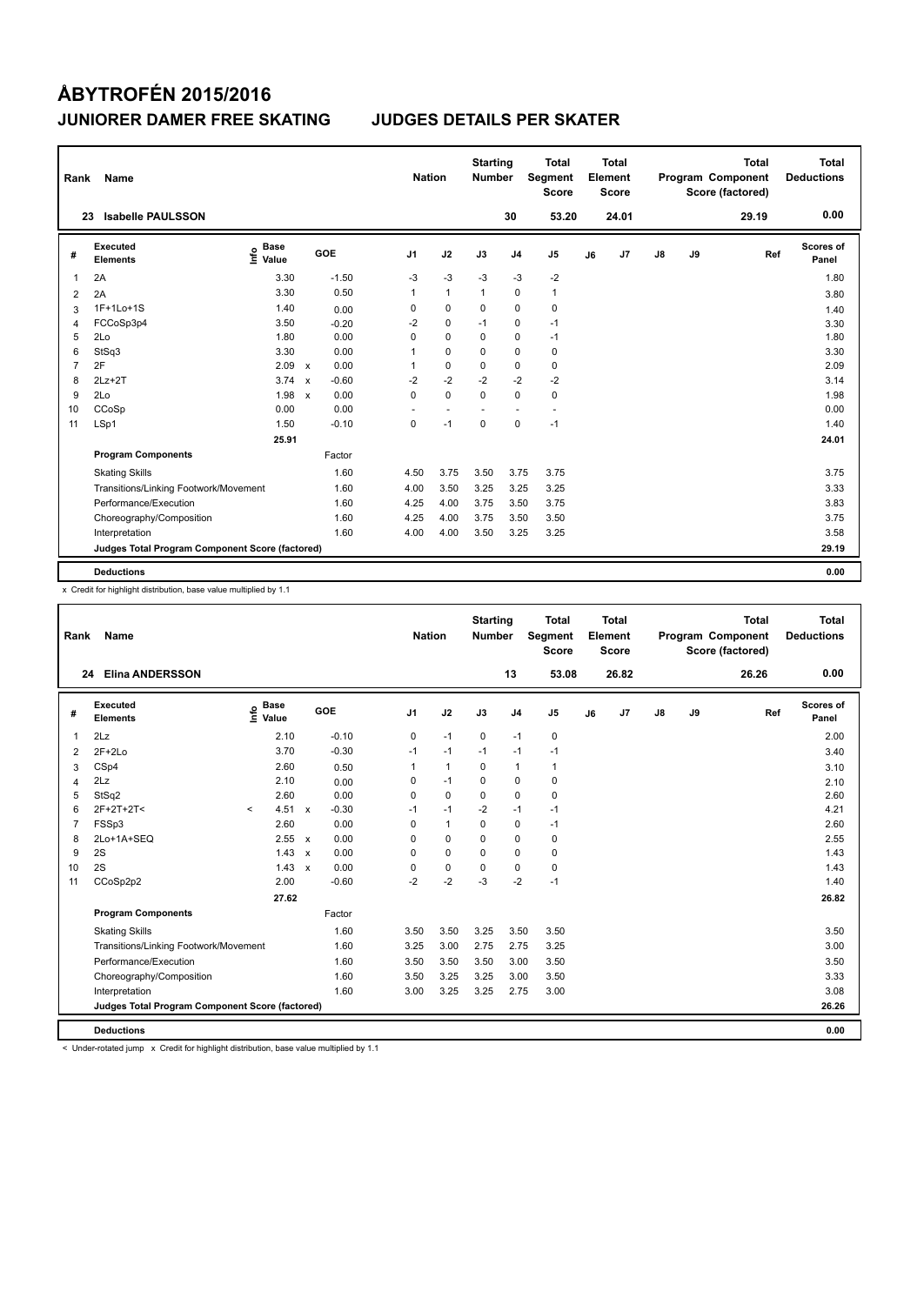# ÅBYTROFÉN 2015/2016

## JUNIORER DAMER FREE SKATING — JUDGES DETAILS PER SKATER

| Rank | Name | Nation | Starting Number | Total Segment Score | Total Element Score | Total Program Component Score (factored) | Total Deductions |
|---|---|---|---|---|---|---|---|
| 23 | Isabelle PAULSSON | | 30 | 53.20 | 24.01 | 29.19 | 0.00 |

| # | Executed Elements | Info | Base Value | | GOE | J1 | J2 | J3 | J4 | J5 | J6 | J7 | J8 | J9 | Ref | Scores of Panel |
|---|---|---|---|---|---|---|---|---|---|---|---|---|---|---|---|---|
| 1 | 2A | | 3.30 | | -1.50 | -3 | -3 | -3 | -3 | -2 | | | | | | 1.80 |
| 2 | 2A | | 3.30 | | 0.50 | 1 | 1 | 1 | 0 | 1 | | | | | | 3.80 |
| 3 | 1F+1Lo+1S | | 1.40 | | 0.00 | 0 | 0 | 0 | 0 | 0 | | | | | | 1.40 |
| 4 | FCCoSp3p4 | | 3.50 | | -0.20 | -2 | 0 | -1 | 0 | -1 | | | | | | 3.30 |
| 5 | 2Lo | | 1.80 | | 0.00 | 0 | 0 | 0 | 0 | -1 | | | | | | 1.80 |
| 6 | StSq3 | | 3.30 | | 0.00 | 1 | 0 | 0 | 0 | 0 | | | | | | 3.30 |
| 7 | 2F | | 2.09 | x | 0.00 | 1 | 0 | 0 | 0 | 0 | | | | | | 2.09 |
| 8 | 2Lz+2T | | 3.74 | x | -0.60 | -2 | -2 | -2 | -2 | -2 | | | | | | 3.14 |
| 9 | 2Lo | | 1.98 | x | 0.00 | 0 | 0 | 0 | 0 | 0 | | | | | | 1.98 |
| 10 | CCoSp | | 0.00 | | 0.00 | - | - | - | - | - | | | | | | 0.00 |
| 11 | LSp1 | | 1.50 | | -0.10 | 0 | -1 | 0 | 0 | -1 | | | | | | 1.40 |
| | | | 25.91 | | | | | | | | | | | | | 24.01 |
| | **Program Components** | | | | Factor | | | | | | | | | | | |
| | Skating Skills | | | | 1.60 | 4.50 | 3.75 | 3.50 | 3.75 | 3.75 | | | | | | 3.75 |
| | Transitions/Linking Footwork/Movement | | | | 1.60 | 4.00 | 3.50 | 3.25 | 3.25 | 3.25 | | | | | | 3.33 |
| | Performance/Execution | | | | 1.60 | 4.25 | 4.00 | 3.75 | 3.50 | 3.75 | | | | | | 3.83 |
| | Choreography/Composition | | | | 1.60 | 4.25 | 4.00 | 3.75 | 3.50 | 3.50 | | | | | | 3.75 |
| | Interpretation | | | | 1.60 | 4.00 | 4.00 | 3.50 | 3.25 | 3.25 | | | | | | 3.58 |
| | **Judges Total Program Component Score (factored)** | | | | | | | | | | | | | | | 29.19 |
| | **Deductions** | | | | | | | | | | | | | | | 0.00 |

x Credit for highlight distribution, base value multiplied by 1.1

| Rank | Name | Nation | Starting Number | Total Segment Score | Total Element Score | Total Program Component Score (factored) | Total Deductions |
|---|---|---|---|---|---|---|---|
| 24 | Elina ANDERSSON | | 13 | 53.08 | 26.82 | 26.26 | 0.00 |

| # | Executed Elements | Info | Base Value | | GOE | J1 | J2 | J3 | J4 | J5 | J6 | J7 | J8 | J9 | Ref | Scores of Panel |
|---|---|---|---|---|---|---|---|---|---|---|---|---|---|---|---|---|
| 1 | 2Lz | | 2.10 | | -0.10 | 0 | -1 | 0 | -1 | 0 | | | | | | 2.00 |
| 2 | 2F+2Lo | | 3.70 | | -0.30 | -1 | -1 | -1 | -1 | -1 | | | | | | 3.40 |
| 3 | CSp4 | | 2.60 | | 0.50 | 1 | 1 | 0 | 1 | 1 | | | | | | 3.10 |
| 4 | 2Lz | | 2.10 | | 0.00 | 0 | -1 | 0 | 0 | 0 | | | | | | 2.10 |
| 5 | StSq2 | | 2.60 | | 0.00 | 0 | 0 | 0 | 0 | 0 | | | | | | 2.60 |
| 6 | 2F+2T+2T< | < | 4.51 | x | -0.30 | -1 | -1 | -2 | -1 | -1 | | | | | | 4.21 |
| 7 | FSSp3 | | 2.60 | | 0.00 | 0 | 1 | 0 | 0 | -1 | | | | | | 2.60 |
| 8 | 2Lo+1A+SEQ | | 2.55 | x | 0.00 | 0 | 0 | 0 | 0 | 0 | | | | | | 2.55 |
| 9 | 2S | | 1.43 | x | 0.00 | 0 | 0 | 0 | 0 | 0 | | | | | | 1.43 |
| 10 | 2S | | 1.43 | x | 0.00 | 0 | 0 | 0 | 0 | 0 | | | | | | 1.43 |
| 11 | CCoSp2p2 | | 2.00 | | -0.60 | -2 | -2 | -3 | -2 | -1 | | | | | | 1.40 |
| | | | 27.62 | | | | | | | | | | | | | 26.82 |
| | **Program Components** | | | | Factor | | | | | | | | | | | |
| | Skating Skills | | | | 1.60 | 3.50 | 3.50 | 3.25 | 3.50 | 3.50 | | | | | | 3.50 |
| | Transitions/Linking Footwork/Movement | | | | 1.60 | 3.25 | 3.00 | 2.75 | 2.75 | 3.25 | | | | | | 3.00 |
| | Performance/Execution | | | | 1.60 | 3.50 | 3.50 | 3.50 | 3.00 | 3.50 | | | | | | 3.50 |
| | Choreography/Composition | | | | 1.60 | 3.50 | 3.25 | 3.25 | 3.00 | 3.50 | | | | | | 3.33 |
| | Interpretation | | | | 1.60 | 3.00 | 3.25 | 3.25 | 2.75 | 3.00 | | | | | | 3.08 |
| | **Judges Total Program Component Score (factored)** | | | | | | | | | | | | | | | 26.26 |
| | **Deductions** | | | | | | | | | | | | | | | 0.00 |

< Under-rotated jump x Credit for highlight distribution, base value multiplied by 1.1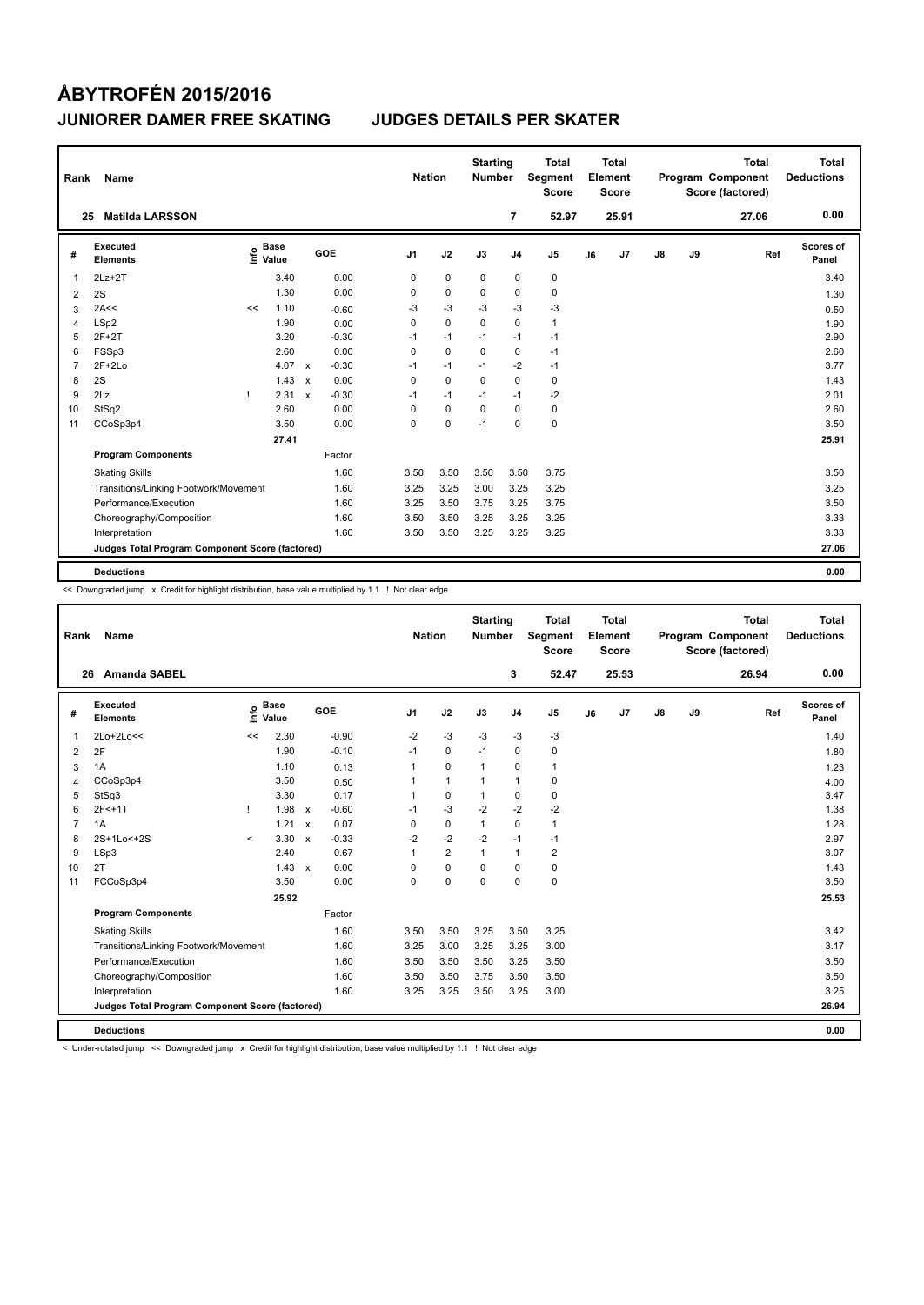# ÅBYTROFÉN 2015/2016

## JUNIORER DAMER FREE SKATING    JUDGES DETAILS PER SKATER

| Rank | Name | Nation | Starting Number | Total Segment Score | Total Element Score | Total Program Component Score (factored) | Total Deductions |
|---|---|---|---|---|---|---|---|
| 25 | Matilda LARSSON | | 7 | 52.97 | 25.91 | 27.06 | 0.00 |

| # | Executed Elements | Info | Base Value | | GOE | J1 | J2 | J3 | J4 | J5 | J6 | J7 | J8 | J9 | Ref | Scores of Panel |
|---|---|---|---|---|---|---|---|---|---|---|---|---|---|---|---|---|
| 1 | 2Lz+2T | | 3.40 | | 0.00 | 0 | 0 | 0 | 0 | 0 | | | | | | 3.40 |
| 2 | 2S | | 1.30 | | 0.00 | 0 | 0 | 0 | 0 | 0 | | | | | | 1.30 |
| 3 | 2A<< | << | 1.10 | | -0.60 | -3 | -3 | -3 | -3 | -3 | | | | | | 0.50 |
| 4 | LSp2 | | 1.90 | | 0.00 | 0 | 0 | 0 | 0 | 1 | | | | | | 1.90 |
| 5 | 2F+2T | | 3.20 | | -0.30 | -1 | -1 | -1 | -1 | -1 | | | | | | 2.90 |
| 6 | FSSp3 | | 2.60 | | 0.00 | 0 | 0 | 0 | 0 | -1 | | | | | | 2.60 |
| 7 | 2F+2Lo | | 4.07 | x | -0.30 | -1 | -1 | -1 | -2 | -1 | | | | | | 3.77 |
| 8 | 2S | | 1.43 | x | 0.00 | 0 | 0 | 0 | 0 | 0 | | | | | | 1.43 |
| 9 | 2Lz | ! | 2.31 | x | -0.30 | -1 | -1 | -1 | -1 | -2 | | | | | | 2.01 |
| 10 | StSq2 | | 2.60 | | 0.00 | 0 | 0 | 0 | 0 | 0 | | | | | | 2.60 |
| 11 | CCoSp3p4 | | 3.50 | | 0.00 | 0 | 0 | -1 | 0 | 0 | | | | | | 3.50 |
| | | | 27.41 | | | | | | | | | | | | | 25.91 |
| | **Program Components** | | | | Factor | | | | | | | | | | | |
| | Skating Skills | | | | 1.60 | 3.50 | 3.50 | 3.50 | 3.50 | 3.75 | | | | | | 3.50 |
| | Transitions/Linking Footwork/Movement | | | | 1.60 | 3.25 | 3.25 | 3.00 | 3.25 | 3.25 | | | | | | 3.25 |
| | Performance/Execution | | | | 1.60 | 3.25 | 3.50 | 3.75 | 3.25 | 3.75 | | | | | | 3.50 |
| | Choreography/Composition | | | | 1.60 | 3.50 | 3.50 | 3.25 | 3.25 | 3.25 | | | | | | 3.33 |
| | Interpretation | | | | 1.60 | 3.50 | 3.50 | 3.25 | 3.25 | 3.25 | | | | | | 3.33 |
| | **Judges Total Program Component Score (factored)** | | | | | | | | | | | | | | | 27.06 |
| | **Deductions** | | | | | | | | | | | | | | | 0.00 |

<< Downgraded jump x Credit for highlight distribution, base value multiplied by 1.1 ! Not clear edge

| Rank | Name | Nation | Starting Number | Total Segment Score | Total Element Score | Total Program Component Score (factored) | Total Deductions |
|---|---|---|---|---|---|---|---|
| 26 | Amanda SABEL | | 3 | 52.47 | 25.53 | 26.94 | 0.00 |

| # | Executed Elements | Info | Base Value | | GOE | J1 | J2 | J3 | J4 | J5 | J6 | J7 | J8 | J9 | Ref | Scores of Panel |
|---|---|---|---|---|---|---|---|---|---|---|---|---|---|---|---|---|
| 1 | 2Lo+2Lo<< | << | 2.30 | | -0.90 | -2 | -3 | -3 | -3 | -3 | | | | | | 1.40 |
| 2 | 2F | | 1.90 | | -0.10 | -1 | 0 | -1 | 0 | 0 | | | | | | 1.80 |
| 3 | 1A | | 1.10 | | 0.13 | 1 | 0 | 1 | 0 | 1 | | | | | | 1.23 |
| 4 | CCoSp3p4 | | 3.50 | | 0.50 | 1 | 1 | 1 | 1 | 0 | | | | | | 4.00 |
| 5 | StSq3 | | 3.30 | | 0.17 | 1 | 0 | 1 | 0 | 0 | | | | | | 3.47 |
| 6 | 2F<+1T | ! | 1.98 | x | -0.60 | -1 | -3 | -2 | -2 | -2 | | | | | | 1.38 |
| 7 | 1A | | 1.21 | x | 0.07 | 0 | 0 | 1 | 0 | 1 | | | | | | 1.28 |
| 8 | 2S+1Lo<+2S | < | 3.30 | x | -0.33 | -2 | -2 | -2 | -1 | -1 | | | | | | 2.97 |
| 9 | LSp3 | | 2.40 | | 0.67 | 1 | 2 | 1 | 1 | 2 | | | | | | 3.07 |
| 10 | 2T | | 1.43 | x | 0.00 | 0 | 0 | 0 | 0 | 0 | | | | | | 1.43 |
| 11 | FCCoSp3p4 | | 3.50 | | 0.00 | 0 | 0 | 0 | 0 | 0 | | | | | | 3.50 |
| | | | 25.92 | | | | | | | | | | | | | 25.53 |
| | **Program Components** | | | | Factor | | | | | | | | | | | |
| | Skating Skills | | | | 1.60 | 3.50 | 3.50 | 3.25 | 3.50 | 3.25 | | | | | | 3.42 |
| | Transitions/Linking Footwork/Movement | | | | 1.60 | 3.25 | 3.00 | 3.25 | 3.25 | 3.00 | | | | | | 3.17 |
| | Performance/Execution | | | | 1.60 | 3.50 | 3.50 | 3.50 | 3.25 | 3.50 | | | | | | 3.50 |
| | Choreography/Composition | | | | 1.60 | 3.50 | 3.50 | 3.75 | 3.50 | 3.50 | | | | | | 3.50 |
| | Interpretation | | | | 1.60 | 3.25 | 3.25 | 3.50 | 3.25 | 3.00 | | | | | | 3.25 |
| | **Judges Total Program Component Score (factored)** | | | | | | | | | | | | | | | 26.94 |
| | **Deductions** | | | | | | | | | | | | | | | 0.00 |

< Under-rotated jump << Downgraded jump x Credit for highlight distribution, base value multiplied by 1.1 ! Not clear edge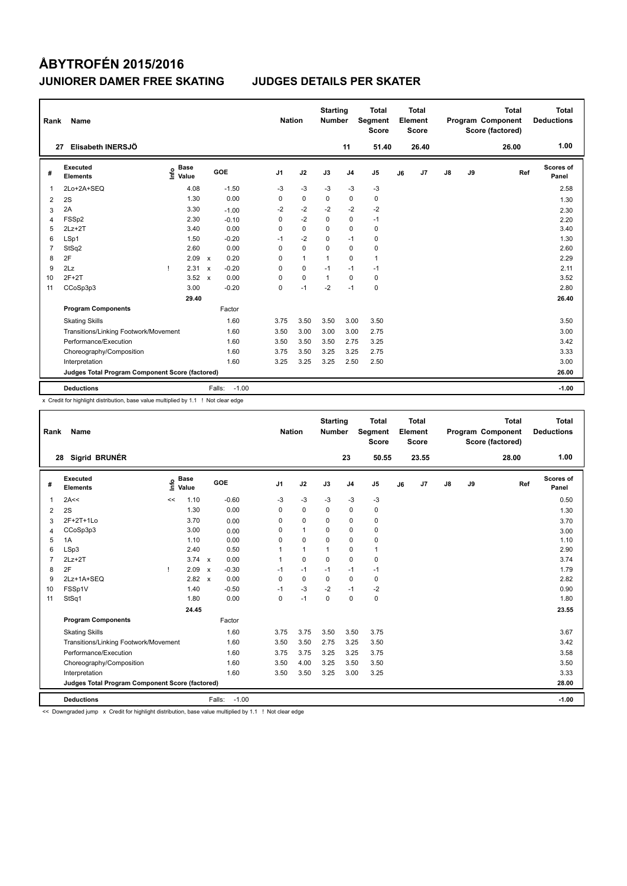# ÅBYTROFÉN 2015/2016

## JUNIORER DAMER FREE SKATING — JUDGES DETAILS PER SKATER

| Rank | Name | Nation | Starting Number | Total Segment Score | Total Element Score | Total Program Component Score (factored) | Total Deductions |
|---|---|---|---|---|---|---|---|
| 27 | Elisabeth INERSJÖ | | 11 | 51.40 | 26.40 | 26.00 | 1.00 |

| # | Executed Elements | Info | Base Value | | GOE | J1 | J2 | J3 | J4 | J5 | J6 | J7 | J8 | J9 | Ref | Scores of Panel |
|---|---|---|---|---|---|---|---|---|---|---|---|---|---|---|---|---|
| 1 | 2Lo+2A+SEQ | | 4.08 | | -1.50 | -3 | -3 | -3 | -3 | -3 | | | | | | 2.58 |
| 2 | 2S | | 1.30 | | 0.00 | 0 | 0 | 0 | 0 | 0 | | | | | | 1.30 |
| 3 | 2A | | 3.30 | | -1.00 | -2 | -2 | -2 | -2 | -2 | | | | | | 2.30 |
| 4 | FSSp2 | | 2.30 | | -0.10 | 0 | -2 | 0 | 0 | -1 | | | | | | 2.20 |
| 5 | 2Lz+2T | | 3.40 | | 0.00 | 0 | 0 | 0 | 0 | 0 | | | | | | 3.40 |
| 6 | LSp1 | | 1.50 | | -0.20 | -1 | -2 | 0 | -1 | 0 | | | | | | 1.30 |
| 7 | StSq2 | | 2.60 | | 0.00 | 0 | 0 | 0 | 0 | 0 | | | | | | 2.60 |
| 8 | 2F | | 2.09 | x | 0.20 | 0 | 1 | 1 | 0 | 1 | | | | | | 2.29 |
| 9 | 2Lz | ! | 2.31 | x | -0.20 | 0 | 0 | -1 | -1 | -1 | | | | | | 2.11 |
| 10 | 2F+2T | | 3.52 | x | 0.00 | 0 | 0 | 1 | 0 | 0 | | | | | | 3.52 |
| 11 | CCoSp3p3 | | 3.00 | | -0.20 | 0 | -1 | -2 | -1 | 0 | | | | | | 2.80 |
| | | | 29.40 | | | | | | | | | | | | | 26.40 |
| | **Program Components** | | | | Factor | | | | | | | | | | | |
| | Skating Skills | | | | 1.60 | 3.75 | 3.50 | 3.50 | 3.00 | 3.50 | | | | | | 3.50 |
| | Transitions/Linking Footwork/Movement | | | | 1.60 | 3.50 | 3.00 | 3.00 | 3.00 | 2.75 | | | | | | 3.00 |
| | Performance/Execution | | | | 1.60 | 3.50 | 3.50 | 3.50 | 2.75 | 3.25 | | | | | | 3.42 |
| | Choreography/Composition | | | | 1.60 | 3.75 | 3.50 | 3.25 | 3.25 | 2.75 | | | | | | 3.33 |
| | Interpretation | | | | 1.60 | 3.25 | 3.25 | 3.25 | 2.50 | 2.50 | | | | | | 3.00 |
| | **Judges Total Program Component Score (factored)** | | | | | | | | | | | | | | | 26.00 |
| | **Deductions** | | | | Falls: -1.00 | | | | | | | | | | | -1.00 |

x Credit for highlight distribution, base value multiplied by 1.1 ! Not clear edge

| Rank | Name | Nation | Starting Number | Total Segment Score | Total Element Score | Total Program Component Score (factored) | Total Deductions |
|---|---|---|---|---|---|---|---|
| 28 | Sigrid BRUNÉR | | 23 | 50.55 | 23.55 | 28.00 | 1.00 |

| # | Executed Elements | Info | Base Value | | GOE | J1 | J2 | J3 | J4 | J5 | J6 | J7 | J8 | J9 | Ref | Scores of Panel |
|---|---|---|---|---|---|---|---|---|---|---|---|---|---|---|---|---|
| 1 | 2A<< | << | 1.10 | | -0.60 | -3 | -3 | -3 | -3 | -3 | | | | | | 0.50 |
| 2 | 2S | | 1.30 | | 0.00 | 0 | 0 | 0 | 0 | 0 | | | | | | 1.30 |
| 3 | 2F+2T+1Lo | | 3.70 | | 0.00 | 0 | 0 | 0 | 0 | 0 | | | | | | 3.70 |
| 4 | CCoSp3p3 | | 3.00 | | 0.00 | 0 | 1 | 0 | 0 | 0 | | | | | | 3.00 |
| 5 | 1A | | 1.10 | | 0.00 | 0 | 0 | 0 | 0 | 0 | | | | | | 1.10 |
| 6 | LSp3 | | 2.40 | | 0.50 | 1 | 1 | 1 | 0 | 1 | | | | | | 2.90 |
| 7 | 2Lz+2T | | 3.74 | x | 0.00 | 1 | 0 | 0 | 0 | 0 | | | | | | 3.74 |
| 8 | 2F | ! | 2.09 | x | -0.30 | -1 | -1 | -1 | -1 | -1 | | | | | | 1.79 |
| 9 | 2Lz+1A+SEQ | | 2.82 | x | 0.00 | 0 | 0 | 0 | 0 | 0 | | | | | | 2.82 |
| 10 | FSSp1V | | 1.40 | | -0.50 | -1 | -3 | -2 | -1 | -2 | | | | | | 0.90 |
| 11 | StSq1 | | 1.80 | | 0.00 | 0 | -1 | 0 | 0 | 0 | | | | | | 1.80 |
| | | | 24.45 | | | | | | | | | | | | | 23.55 |
| | **Program Components** | | | | Factor | | | | | | | | | | | |
| | Skating Skills | | | | 1.60 | 3.75 | 3.75 | 3.50 | 3.50 | 3.75 | | | | | | 3.67 |
| | Transitions/Linking Footwork/Movement | | | | 1.60 | 3.50 | 3.50 | 2.75 | 3.25 | 3.50 | | | | | | 3.42 |
| | Performance/Execution | | | | 1.60 | 3.75 | 3.75 | 3.25 | 3.25 | 3.75 | | | | | | 3.58 |
| | Choreography/Composition | | | | 1.60 | 3.50 | 4.00 | 3.25 | 3.50 | 3.50 | | | | | | 3.50 |
| | Interpretation | | | | 1.60 | 3.50 | 3.50 | 3.25 | 3.00 | 3.25 | | | | | | 3.33 |
| | **Judges Total Program Component Score (factored)** | | | | | | | | | | | | | | | 28.00 |
| | **Deductions** | | | | Falls: -1.00 | | | | | | | | | | | -1.00 |

<< Downgraded jump x Credit for highlight distribution, base value multiplied by 1.1 ! Not clear edge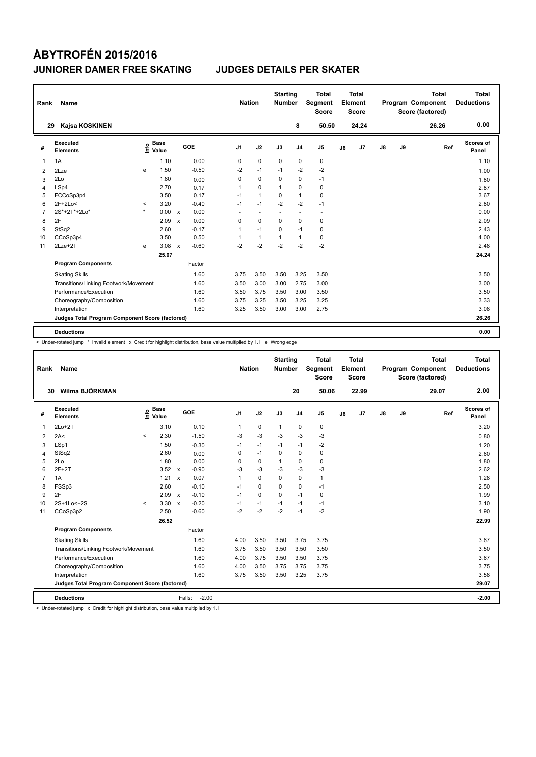# ÅBYTROFÉN 2015/2016

## JUNIORER DAMER FREE SKATING　　JUDGES DETAILS PER SKATER

| Rank | Name | Nation | Starting Number | Total Segment Score | Total Element Score | Total Program Component Score (factored) | Total Deductions |
|---|---|---|---|---|---|---|---|
| 29 | Kajsa KOSKINEN | | 8 | 50.50 | 24.24 | 26.26 | 0.00 |

| # | Executed Elements | Info | Base Value | | GOE | J1 | J2 | J3 | J4 | J5 | J6 | J7 | J8 | J9 | Ref | Scores of Panel |
|---|---|---|---|---|---|---|---|---|---|---|---|---|---|---|---|---|
| 1 | 1A | | 1.10 | | 0.00 | 0 | 0 | 0 | 0 | 0 | | | | | | 1.10 |
| 2 | 2Lze | e | 1.50 | | -0.50 | -2 | -1 | -1 | -2 | -2 | | | | | | 1.00 |
| 3 | 2Lo | | 1.80 | | 0.00 | 0 | 0 | 0 | 0 | -1 | | | | | | 1.80 |
| 4 | LSp4 | | 2.70 | | 0.17 | 1 | 0 | 1 | 0 | 0 | | | | | | 2.87 |
| 5 | FCCoSp3p4 | | 3.50 | | 0.17 | -1 | 1 | 0 | 1 | 0 | | | | | | 3.67 |
| 6 | 2F+2Lo< | < | 3.20 | | -0.40 | -1 | -1 | -2 | -2 | -1 | | | | | | 2.80 |
| 7 | 2S*+2T*+2Lo* | * | 0.00 | x | 0.00 | - | - | - | - | - | | | | | | 0.00 |
| 8 | 2F | | 2.09 | x | 0.00 | 0 | 0 | 0 | 0 | 0 | | | | | | 2.09 |
| 9 | StSq2 | | 2.60 | | -0.17 | 1 | -1 | 0 | -1 | 0 | | | | | | 2.43 |
| 10 | CCoSp3p4 | | 3.50 | | 0.50 | 1 | 1 | 1 | 1 | 0 | | | | | | 4.00 |
| 11 | 2Lze+2T | e | 3.08 | x | -0.60 | -2 | -2 | -2 | -2 | -2 | | | | | | 2.48 |
| | | | 25.07 | | | | | | | | | | | | | 24.24 |
| | **Program Components** | | | | Factor | | | | | | | | | | | |
| | Skating Skills | | | | 1.60 | 3.75 | 3.50 | 3.50 | 3.25 | 3.50 | | | | | | 3.50 |
| | Transitions/Linking Footwork/Movement | | | | 1.60 | 3.50 | 3.00 | 3.00 | 2.75 | 3.00 | | | | | | 3.00 |
| | Performance/Execution | | | | 1.60 | 3.50 | 3.75 | 3.50 | 3.00 | 3.50 | | | | | | 3.50 |
| | Choreography/Composition | | | | 1.60 | 3.75 | 3.25 | 3.50 | 3.25 | 3.25 | | | | | | 3.33 |
| | Interpretation | | | | 1.60 | 3.25 | 3.50 | 3.00 | 3.00 | 2.75 | | | | | | 3.08 |
| | **Judges Total Program Component Score (factored)** | | | | | | | | | | | | | | | 26.26 |
| | **Deductions** | | | | | | | | | | | | | | | 0.00 |

< Under-rotated jump * Invalid element x Credit for highlight distribution, base value multiplied by 1.1 e Wrong edge

| Rank | Name | Nation | Starting Number | Total Segment Score | Total Element Score | Total Program Component Score (factored) | Total Deductions |
|---|---|---|---|---|---|---|---|
| 30 | Wilma BJÖRKMAN | | 20 | 50.06 | 22.99 | 29.07 | 2.00 |

| # | Executed Elements | Info | Base Value | | GOE | J1 | J2 | J3 | J4 | J5 | J6 | J7 | J8 | J9 | Ref | Scores of Panel |
|---|---|---|---|---|---|---|---|---|---|---|---|---|---|---|---|---|
| 1 | 2Lo+2T | | 3.10 | | 0.10 | 1 | 0 | 1 | 0 | 0 | | | | | | 3.20 |
| 2 | 2A< | < | 2.30 | | -1.50 | -3 | -3 | -3 | -3 | -3 | | | | | | 0.80 |
| 3 | LSp1 | | 1.50 | | -0.30 | -1 | -1 | -1 | -1 | -2 | | | | | | 1.20 |
| 4 | StSq2 | | 2.60 | | 0.00 | 0 | -1 | 0 | 0 | 0 | | | | | | 2.60 |
| 5 | 2Lo | | 1.80 | | 0.00 | 0 | 0 | 1 | 0 | 0 | | | | | | 1.80 |
| 6 | 2F+2T | | 3.52 | x | -0.90 | -3 | -3 | -3 | -3 | -3 | | | | | | 2.62 |
| 7 | 1A | | 1.21 | x | 0.07 | 1 | 0 | 0 | 0 | 1 | | | | | | 1.28 |
| 8 | FSSp3 | | 2.60 | | -0.10 | -1 | 0 | 0 | 0 | -1 | | | | | | 2.50 |
| 9 | 2F | | 2.09 | x | -0.10 | -1 | 0 | 0 | -1 | 0 | | | | | | 1.99 |
| 10 | 2S+1Lo<+2S | < | 3.30 | x | -0.20 | -1 | -1 | -1 | -1 | -1 | | | | | | 3.10 |
| 11 | CCoSp3p2 | | 2.50 | | -0.60 | -2 | -2 | -2 | -1 | -2 | | | | | | 1.90 |
| | | | 26.52 | | | | | | | | | | | | | 22.99 |
| | **Program Components** | | | | Factor | | | | | | | | | | | |
| | Skating Skills | | | | 1.60 | 4.00 | 3.50 | 3.50 | 3.75 | 3.75 | | | | | | 3.67 |
| | Transitions/Linking Footwork/Movement | | | | 1.60 | 3.75 | 3.50 | 3.50 | 3.50 | 3.50 | | | | | | 3.50 |
| | Performance/Execution | | | | 1.60 | 4.00 | 3.75 | 3.50 | 3.50 | 3.75 | | | | | | 3.67 |
| | Choreography/Composition | | | | 1.60 | 4.00 | 3.50 | 3.75 | 3.75 | 3.75 | | | | | | 3.75 |
| | Interpretation | | | | 1.60 | 3.75 | 3.50 | 3.50 | 3.25 | 3.75 | | | | | | 3.58 |
| | **Judges Total Program Component Score (factored)** | | | | | | | | | | | | | | | 29.07 |
| | **Deductions** | | | | Falls: -2.00 | | | | | | | | | | | -2.00 |

< Under-rotated jump x Credit for highlight distribution, base value multiplied by 1.1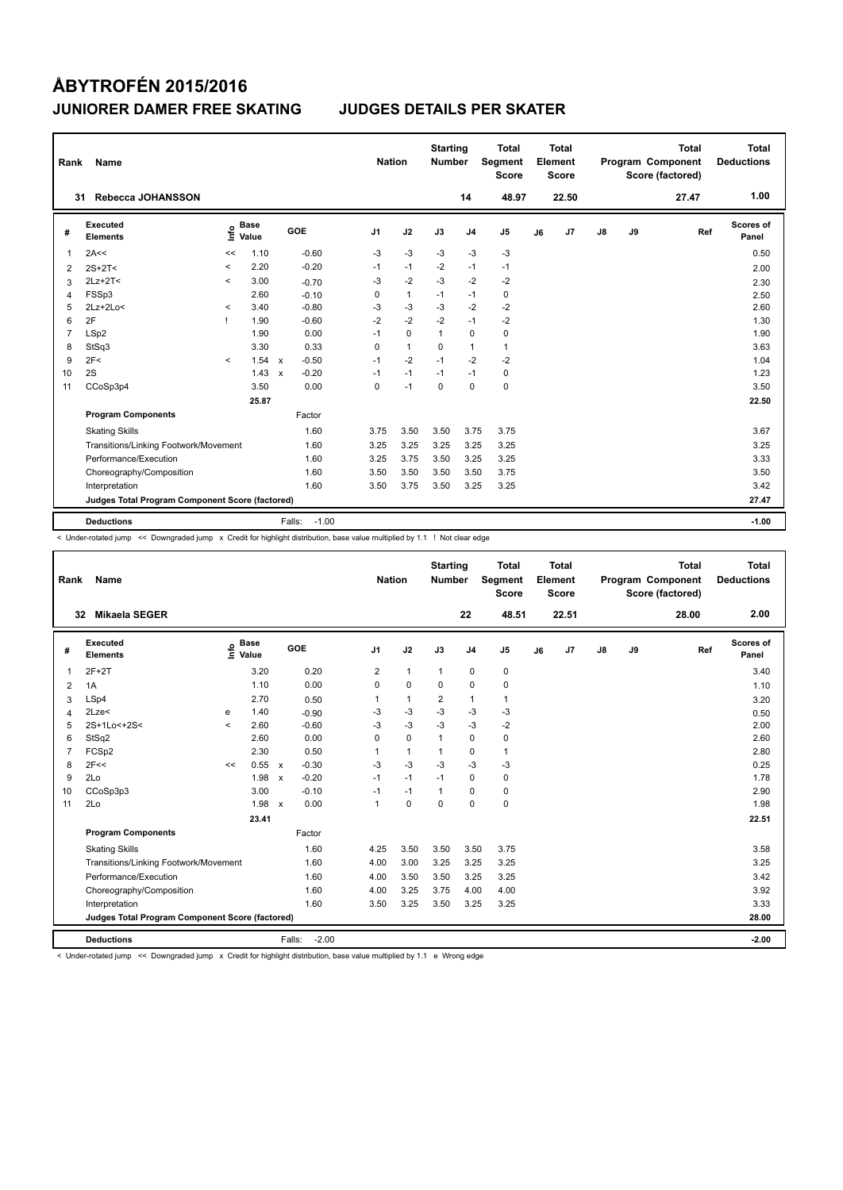# ÅBYTROFÉN 2015/2016

## JUNIORER DAMER FREE SKATING    JUDGES DETAILS PER SKATER

| Rank | Name | Nation | Starting Number | Total Segment Score | Total Element Score | Total Program Component Score (factored) | Total Deductions |
|---|---|---|---|---|---|---|---|
| 31 | Rebecca JOHANSSON | | 14 | 48.97 | 22.50 | 27.47 | 1.00 |

| # | Executed Elements | Info | Base Value | | GOE | J1 | J2 | J3 | J4 | J5 | J6 | J7 | J8 | J9 | Ref | Scores of Panel |
|---|---|---|---|---|---|---|---|---|---|---|---|---|---|---|---|---|
| 1 | 2A<< | << | 1.10 | | -0.60 | -3 | -3 | -3 | -3 | -3 | | | | | | 0.50 |
| 2 | 2S+2T< | < | 2.20 | | -0.20 | -1 | -1 | -2 | -1 | -1 | | | | | | 2.00 |
| 3 | 2Lz+2T< | < | 3.00 | | -0.70 | -3 | -2 | -3 | -2 | -2 | | | | | | 2.30 |
| 4 | FSSp3 | | 2.60 | | -0.10 | 0 | 1 | -1 | -1 | 0 | | | | | | 2.50 |
| 5 | 2Lz+2Lo< | < | 3.40 | | -0.80 | -3 | -3 | -3 | -2 | -2 | | | | | | 2.60 |
| 6 | 2F | ! | 1.90 | | -0.60 | -2 | -2 | -2 | -1 | -2 | | | | | | 1.30 |
| 7 | LSp2 | | 1.90 | | 0.00 | -1 | 0 | 1 | 0 | 0 | | | | | | 1.90 |
| 8 | StSq3 | | 3.30 | | 0.33 | 0 | 1 | 0 | 1 | 1 | | | | | | 3.63 |
| 9 | 2F< | < | 1.54 | x | -0.50 | -1 | -2 | -1 | -2 | -2 | | | | | | 1.04 |
| 10 | 2S | | 1.43 | x | -0.20 | -1 | -1 | -1 | -1 | 0 | | | | | | 1.23 |
| 11 | CCoSp3p4 | | 3.50 | | 0.00 | 0 | -1 | 0 | 0 | 0 | | | | | | 3.50 |
| | | | 25.87 | | | | | | | | | | | | | 22.50 |
| | **Program Components** | | | | Factor | | | | | | | | | | | |
| | Skating Skills | | | | 1.60 | 3.75 | 3.50 | 3.50 | 3.75 | 3.75 | | | | | | 3.67 |
| | Transitions/Linking Footwork/Movement | | | | 1.60 | 3.25 | 3.25 | 3.25 | 3.25 | 3.25 | | | | | | 3.25 |
| | Performance/Execution | | | | 1.60 | 3.25 | 3.75 | 3.50 | 3.25 | 3.25 | | | | | | 3.33 |
| | Choreography/Composition | | | | 1.60 | 3.50 | 3.50 | 3.50 | 3.50 | 3.75 | | | | | | 3.50 |
| | Interpretation | | | | 1.60 | 3.50 | 3.75 | 3.50 | 3.25 | 3.25 | | | | | | 3.42 |
| | **Judges Total Program Component Score (factored)** | | | | | | | | | | | | | | | 27.47 |
| | **Deductions** | | | | Falls: -1.00 | | | | | | | | | | | -1.00 |

< Under-rotated jump << Downgraded jump x Credit for highlight distribution, base value multiplied by 1.1 ! Not clear edge

| Rank | Name | Nation | Starting Number | Total Segment Score | Total Element Score | Total Program Component Score (factored) | Total Deductions |
|---|---|---|---|---|---|---|---|
| 32 | Mikaela SEGER | | 22 | 48.51 | 22.51 | 28.00 | 2.00 |

| # | Executed Elements | Info | Base Value | | GOE | J1 | J2 | J3 | J4 | J5 | J6 | J7 | J8 | J9 | Ref | Scores of Panel |
|---|---|---|---|---|---|---|---|---|---|---|---|---|---|---|---|---|
| 1 | 2F+2T | | 3.20 | | 0.20 | 2 | 1 | 1 | 0 | 0 | | | | | | 3.40 |
| 2 | 1A | | 1.10 | | 0.00 | 0 | 0 | 0 | 0 | 0 | | | | | | 1.10 |
| 3 | LSp4 | | 2.70 | | 0.50 | 1 | 1 | 2 | 1 | 1 | | | | | | 3.20 |
| 4 | 2Lze< | e | 1.40 | | -0.90 | -3 | -3 | -3 | -3 | -3 | | | | | | 0.50 |
| 5 | 2S+1Lo<+2S< | < | 2.60 | | -0.60 | -3 | -3 | -3 | -3 | -2 | | | | | | 2.00 |
| 6 | StSq2 | | 2.60 | | 0.00 | 0 | 0 | 1 | 0 | 0 | | | | | | 2.60 |
| 7 | FCSp2 | | 2.30 | | 0.50 | 1 | 1 | 1 | 0 | 1 | | | | | | 2.80 |
| 8 | 2F<< | << | 0.55 | x | -0.30 | -3 | -3 | -3 | -3 | -3 | | | | | | 0.25 |
| 9 | 2Lo | | 1.98 | x | -0.20 | -1 | -1 | -1 | 0 | 0 | | | | | | 1.78 |
| 10 | CCoSp3p3 | | 3.00 | | -0.10 | -1 | -1 | 1 | 0 | 0 | | | | | | 2.90 |
| 11 | 2Lo | | 1.98 | x | 0.00 | 1 | 0 | 0 | 0 | 0 | | | | | | 1.98 |
| | | | 23.41 | | | | | | | | | | | | | 22.51 |
| | **Program Components** | | | | Factor | | | | | | | | | | | |
| | Skating Skills | | | | 1.60 | 4.25 | 3.50 | 3.50 | 3.50 | 3.75 | | | | | | 3.58 |
| | Transitions/Linking Footwork/Movement | | | | 1.60 | 4.00 | 3.00 | 3.25 | 3.25 | 3.25 | | | | | | 3.25 |
| | Performance/Execution | | | | 1.60 | 4.00 | 3.50 | 3.50 | 3.25 | 3.25 | | | | | | 3.42 |
| | Choreography/Composition | | | | 1.60 | 4.00 | 3.25 | 3.75 | 4.00 | 4.00 | | | | | | 3.92 |
| | Interpretation | | | | 1.60 | 3.50 | 3.25 | 3.50 | 3.25 | 3.25 | | | | | | 3.33 |
| | **Judges Total Program Component Score (factored)** | | | | | | | | | | | | | | | 28.00 |
| | **Deductions** | | | | Falls: -2.00 | | | | | | | | | | | -2.00 |

< Under-rotated jump << Downgraded jump x Credit for highlight distribution, base value multiplied by 1.1 e Wrong edge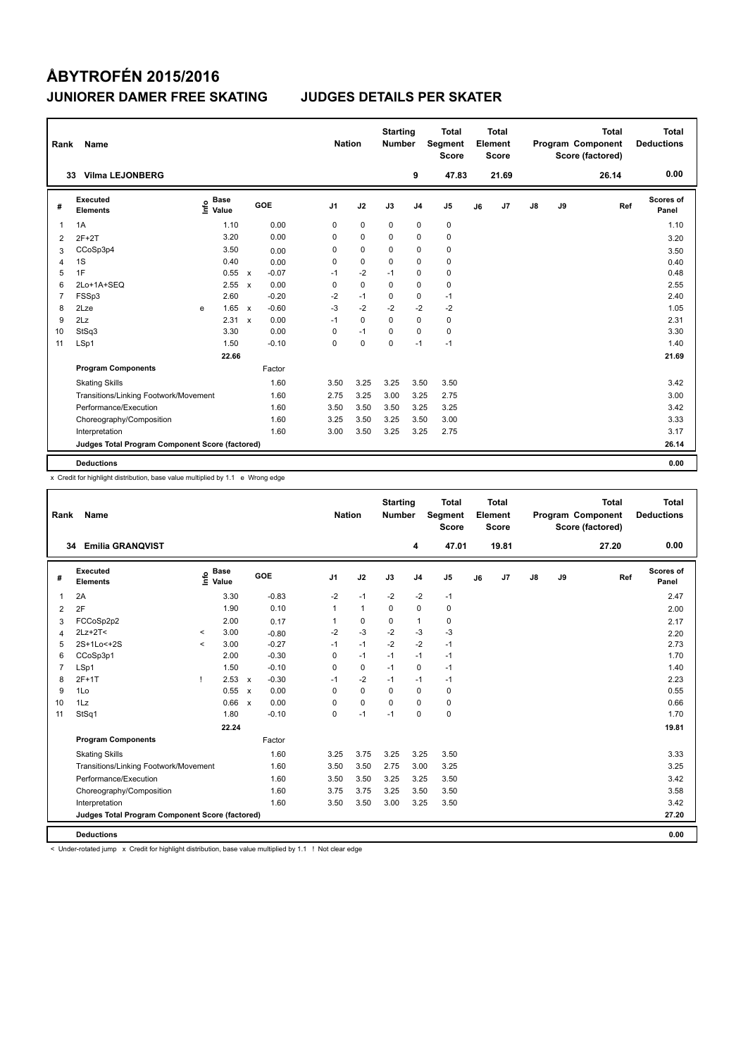# ÅBYTROFÉN 2015/2016

## JUNIORER DAMER FREE SKATING JUDGES DETAILS PER SKATER

| Rank | Name | Nation | Starting Number | Total Segment Score | Total Element Score | Total Program Component Score (factored) | Total Deductions |
|---|---|---|---|---|---|---|---|
| 33 | Vilma LEJONBERG | | 9 | 47.83 | 21.69 | 26.14 | 0.00 |

| # | Executed Elements | Info | Base Value | | GOE | J1 | J2 | J3 | J4 | J5 | J6 | J7 | J8 | J9 | Ref | Scores of Panel |
|---|---|---|---|---|---|---|---|---|---|---|---|---|---|---|---|---|
| 1 | 1A | | 1.10 | | 0.00 | 0 | 0 | 0 | 0 | 0 | | | | | | 1.10 |
| 2 | 2F+2T | | 3.20 | | 0.00 | 0 | 0 | 0 | 0 | 0 | | | | | | 3.20 |
| 3 | CCoSp3p4 | | 3.50 | | 0.00 | 0 | 0 | 0 | 0 | 0 | | | | | | 3.50 |
| 4 | 1S | | 0.40 | | 0.00 | 0 | 0 | 0 | 0 | 0 | | | | | | 0.40 |
| 5 | 1F | | 0.55 | x | -0.07 | -1 | -2 | -1 | 0 | 0 | | | | | | 0.48 |
| 6 | 2Lo+1A+SEQ | | 2.55 | x | 0.00 | 0 | 0 | 0 | 0 | 0 | | | | | | 2.55 |
| 7 | FSSp3 | | 2.60 | | -0.20 | -2 | -1 | 0 | 0 | -1 | | | | | | 2.40 |
| 8 | 2Lze | e | 1.65 | x | -0.60 | -3 | -2 | -2 | -2 | -2 | | | | | | 1.05 |
| 9 | 2Lz | | 2.31 | x | 0.00 | -1 | 0 | 0 | 0 | 0 | | | | | | 2.31 |
| 10 | StSq3 | | 3.30 | | 0.00 | 0 | -1 | 0 | 0 | 0 | | | | | | 3.30 |
| 11 | LSp1 | | 1.50 | | -0.10 | 0 | 0 | 0 | -1 | -1 | | | | | | 1.40 |
| | | | 22.66 | | | | | | | | | | | | | 21.69 |
| | **Program Components** | | | | Factor | | | | | | | | | | | |
| | Skating Skills | | | | 1.60 | 3.50 | 3.25 | 3.25 | 3.50 | 3.50 | | | | | | 3.42 |
| | Transitions/Linking Footwork/Movement | | | | 1.60 | 2.75 | 3.25 | 3.00 | 3.25 | 2.75 | | | | | | 3.00 |
| | Performance/Execution | | | | 1.60 | 3.50 | 3.50 | 3.50 | 3.25 | 3.25 | | | | | | 3.42 |
| | Choreography/Composition | | | | 1.60 | 3.25 | 3.50 | 3.25 | 3.50 | 3.00 | | | | | | 3.33 |
| | Interpretation | | | | 1.60 | 3.00 | 3.50 | 3.25 | 3.25 | 2.75 | | | | | | 3.17 |
| | **Judges Total Program Component Score (factored)** | | | | | | | | | | | | | | | 26.14 |
| | **Deductions** | | | | | | | | | | | | | | | 0.00 |

x Credit for highlight distribution, base value multiplied by 1.1 e Wrong edge

| Rank | Name | Nation | Starting Number | Total Segment Score | Total Element Score | Total Program Component Score (factored) | Total Deductions |
|---|---|---|---|---|---|---|---|
| 34 | Emilia GRANQVIST | | 4 | 47.01 | 19.81 | 27.20 | 0.00 |

| # | Executed Elements | Info | Base Value | | GOE | J1 | J2 | J3 | J4 | J5 | J6 | J7 | J8 | J9 | Ref | Scores of Panel |
|---|---|---|---|---|---|---|---|---|---|---|---|---|---|---|---|---|
| 1 | 2A | | 3.30 | | -0.83 | -2 | -1 | -2 | -2 | -1 | | | | | | 2.47 |
| 2 | 2F | | 1.90 | | 0.10 | 1 | 1 | 0 | 0 | 0 | | | | | | 2.00 |
| 3 | FCCoSp2p2 | | 2.00 | | 0.17 | 1 | 0 | 0 | 1 | 0 | | | | | | 2.17 |
| 4 | 2Lz+2T< | < | 3.00 | | -0.80 | -2 | -3 | -2 | -3 | -3 | | | | | | 2.20 |
| 5 | 2S+1Lo<+2S | < | 3.00 | | -0.27 | -1 | -1 | -2 | -2 | -1 | | | | | | 2.73 |
| 6 | CCoSp3p1 | | 2.00 | | -0.30 | 0 | -1 | -1 | -1 | -1 | | | | | | 1.70 |
| 7 | LSp1 | | 1.50 | | -0.10 | 0 | 0 | -1 | 0 | -1 | | | | | | 1.40 |
| 8 | 2F+1T | ! | 2.53 | x | -0.30 | -1 | -2 | -1 | -1 | -1 | | | | | | 2.23 |
| 9 | 1Lo | | 0.55 | x | 0.00 | 0 | 0 | 0 | 0 | 0 | | | | | | 0.55 |
| 10 | 1Lz | | 0.66 | x | 0.00 | 0 | 0 | 0 | 0 | 0 | | | | | | 0.66 |
| 11 | StSq1 | | 1.80 | | -0.10 | 0 | -1 | -1 | 0 | 0 | | | | | | 1.70 |
| | | | 22.24 | | | | | | | | | | | | | 19.81 |
| | **Program Components** | | | | Factor | | | | | | | | | | | |
| | Skating Skills | | | | 1.60 | 3.25 | 3.75 | 3.25 | 3.25 | 3.50 | | | | | | 3.33 |
| | Transitions/Linking Footwork/Movement | | | | 1.60 | 3.50 | 3.50 | 2.75 | 3.00 | 3.25 | | | | | | 3.25 |
| | Performance/Execution | | | | 1.60 | 3.50 | 3.50 | 3.25 | 3.25 | 3.50 | | | | | | 3.42 |
| | Choreography/Composition | | | | 1.60 | 3.75 | 3.75 | 3.25 | 3.50 | 3.50 | | | | | | 3.58 |
| | Interpretation | | | | 1.60 | 3.50 | 3.50 | 3.00 | 3.25 | 3.50 | | | | | | 3.42 |
| | **Judges Total Program Component Score (factored)** | | | | | | | | | | | | | | | 27.20 |
| | **Deductions** | | | | | | | | | | | | | | | 0.00 |

< Under-rotated jump x Credit for highlight distribution, base value multiplied by 1.1 ! Not clear edge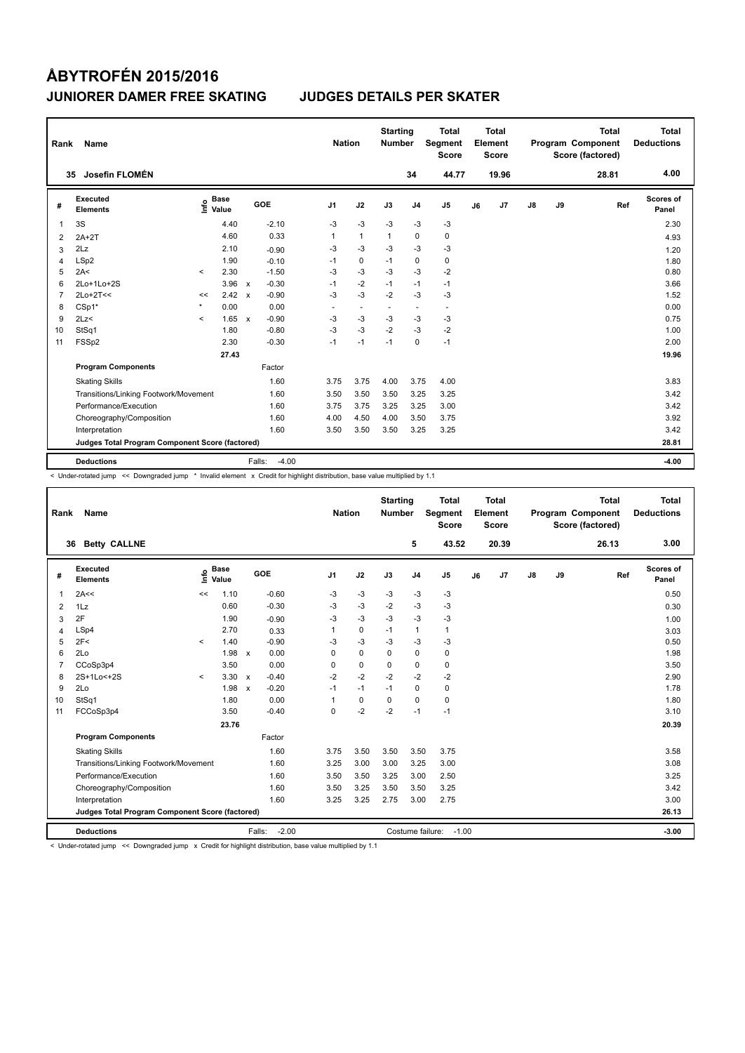# ÅBYTROFÉN 2015/2016

## JUNIORER DAMER FREE SKATING    JUDGES DETAILS PER SKATER

| Rank | Name | Nation | Starting Number | Total Segment Score | Total Element Score | Total Program Component Score (factored) | Total Deductions |
|---|---|---|---|---|---|---|---|
| 35 | Josefin FLOMÉN | | 34 | 44.77 | 19.96 | 28.81 | 4.00 |

| # | Executed Elements | Info | Base Value | | GOE | J1 | J2 | J3 | J4 | J5 | J6 | J7 | J8 | J9 | Ref | Scores of Panel |
|---|---|---|---|---|---|---|---|---|---|---|---|---|---|---|---|---|
| 1 | 3S | | 4.40 | | -2.10 | -3 | -3 | -3 | -3 | -3 | | | | | | 2.30 |
| 2 | 2A+2T | | 4.60 | | 0.33 | 1 | 1 | 1 | 0 | 0 | | | | | | 4.93 |
| 3 | 2Lz | | 2.10 | | -0.90 | -3 | -3 | -3 | -3 | -3 | | | | | | 1.20 |
| 4 | LSp2 | | 1.90 | | -0.10 | -1 | 0 | -1 | 0 | 0 | | | | | | 1.80 |
| 5 | 2A< | < | 2.30 | | -1.50 | -3 | -3 | -3 | -3 | -2 | | | | | | 0.80 |
| 6 | 2Lo+1Lo+2S | | 3.96 | x | -0.30 | -1 | -2 | -1 | -1 | -1 | | | | | | 3.66 |
| 7 | 2Lo+2T<< | << | 2.42 | x | -0.90 | -3 | -3 | -2 | -3 | -3 | | | | | | 1.52 |
| 8 | CSp1* | * | 0.00 | | 0.00 | - | - | - | - | - | | | | | | 0.00 |
| 9 | 2Lz< | < | 1.65 | x | -0.90 | -3 | -3 | -3 | -3 | -3 | | | | | | 0.75 |
| 10 | StSq1 | | 1.80 | | -0.80 | -3 | -3 | -2 | -3 | -2 | | | | | | 1.00 |
| 11 | FSSp2 | | 2.30 | | -0.30 | -1 | -1 | -1 | 0 | -1 | | | | | | 2.00 |
| | | | 27.43 | | | | | | | | | | | | | 19.96 |
| | **Program Components** | | | | Factor | | | | | | | | | | | |
| | Skating Skills | | | | 1.60 | 3.75 | 3.75 | 4.00 | 3.75 | 4.00 | | | | | | 3.83 |
| | Transitions/Linking Footwork/Movement | | | | 1.60 | 3.50 | 3.50 | 3.50 | 3.25 | 3.25 | | | | | | 3.42 |
| | Performance/Execution | | | | 1.60 | 3.75 | 3.75 | 3.25 | 3.25 | 3.00 | | | | | | 3.42 |
| | Choreography/Composition | | | | 1.60 | 4.00 | 4.50 | 4.00 | 3.50 | 3.75 | | | | | | 3.92 |
| | Interpretation | | | | 1.60 | 3.50 | 3.50 | 3.50 | 3.25 | 3.25 | | | | | | 3.42 |
| | **Judges Total Program Component Score (factored)** | | | | | | | | | | | | | | | 28.81 |
| | **Deductions** | | | | Falls: -4.00 | | | | | | | | | | | -4.00 |

< Under-rotated jump << Downgraded jump * Invalid element x Credit for highlight distribution, base value multiplied by 1.1

| Rank | Name | Nation | Starting Number | Total Segment Score | Total Element Score | Total Program Component Score (factored) | Total Deductions |
|---|---|---|---|---|---|---|---|
| 36 | Betty CALLNE | | 5 | 43.52 | 20.39 | 26.13 | 3.00 |

| # | Executed Elements | Info | Base Value | | GOE | J1 | J2 | J3 | J4 | J5 | J6 | J7 | J8 | J9 | Ref | Scores of Panel |
|---|---|---|---|---|---|---|---|---|---|---|---|---|---|---|---|---|
| 1 | 2A<< | << | 1.10 | | -0.60 | -3 | -3 | -3 | -3 | -3 | | | | | | 0.50 |
| 2 | 1Lz | | 0.60 | | -0.30 | -3 | -3 | -2 | -3 | -3 | | | | | | 0.30 |
| 3 | 2F | | 1.90 | | -0.90 | -3 | -3 | -3 | -3 | -3 | | | | | | 1.00 |
| 4 | LSp4 | | 2.70 | | 0.33 | 1 | 0 | -1 | 1 | 1 | | | | | | 3.03 |
| 5 | 2F< | < | 1.40 | | -0.90 | -3 | -3 | -3 | -3 | -3 | | | | | | 0.50 |
| 6 | 2Lo | | 1.98 | x | 0.00 | 0 | 0 | 0 | 0 | 0 | | | | | | 1.98 |
| 7 | CCoSp3p4 | | 3.50 | | 0.00 | 0 | 0 | 0 | 0 | 0 | | | | | | 3.50 |
| 8 | 2S+1Lo<+2S | < | 3.30 | x | -0.40 | -2 | -2 | -2 | -2 | -2 | | | | | | 2.90 |
| 9 | 2Lo | | 1.98 | x | -0.20 | -1 | -1 | -1 | 0 | 0 | | | | | | 1.78 |
| 10 | StSq1 | | 1.80 | | 0.00 | 1 | 0 | 0 | 0 | 0 | | | | | | 1.80 |
| 11 | FCCoSp3p4 | | 3.50 | | -0.40 | 0 | -2 | -2 | -1 | -1 | | | | | | 3.10 |
| | | | 23.76 | | | | | | | | | | | | | 20.39 |
| | **Program Components** | | | | Factor | | | | | | | | | | | |
| | Skating Skills | | | | 1.60 | 3.75 | 3.50 | 3.50 | 3.50 | 3.75 | | | | | | 3.58 |
| | Transitions/Linking Footwork/Movement | | | | 1.60 | 3.25 | 3.00 | 3.00 | 3.25 | 3.00 | | | | | | 3.08 |
| | Performance/Execution | | | | 1.60 | 3.50 | 3.50 | 3.25 | 3.00 | 2.50 | | | | | | 3.25 |
| | Choreography/Composition | | | | 1.60 | 3.50 | 3.25 | 3.50 | 3.50 | 3.25 | | | | | | 3.42 |
| | Interpretation | | | | 1.60 | 3.25 | 3.25 | 2.75 | 3.00 | 2.75 | | | | | | 3.00 |
| | **Judges Total Program Component Score (factored)** | | | | | | | | | | | | | | | 26.13 |
| | **Deductions** | | | | Falls: -2.00 | | | Costume failure: -1.00 | | | | | | | | -3.00 |

< Under-rotated jump << Downgraded jump x Credit for highlight distribution, base value multiplied by 1.1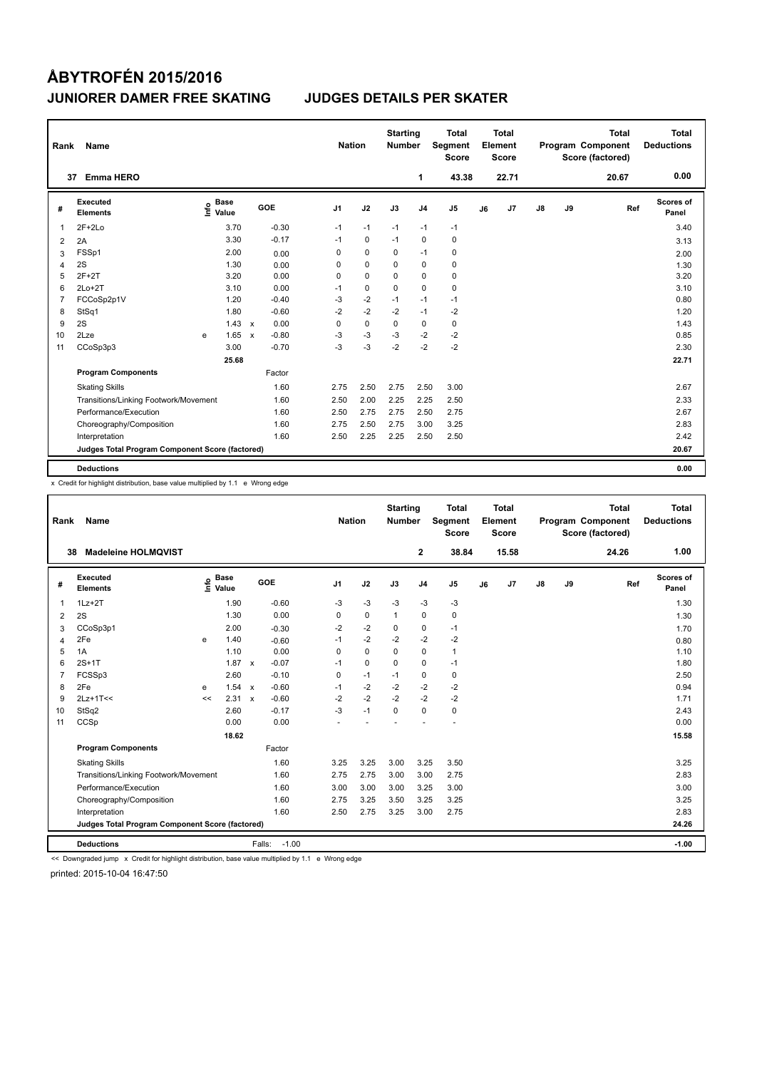# ÅBYTROFÉN 2015/2016

## JUNIORER DAMER FREE SKATING — JUDGES DETAILS PER SKATER

| Rank | Name | Nation | Starting Number | Total Segment Score | Total Element Score | Total Program Component Score (factored) | Total Deductions |
|---|---|---|---|---|---|---|---|
| 37 | Emma HERO | | 1 | 43.38 | 22.71 | 20.67 | 0.00 |

| # | Executed Elements | Info | Base Value | | GOE | J1 | J2 | J3 | J4 | J5 | J6 | J7 | J8 | J9 | Ref | Scores of Panel |
|---|---|---|---|---|---|---|---|---|---|---|---|---|---|---|---|---|
| 1 | 2F+2Lo | | 3.70 | | -0.30 | -1 | -1 | -1 | -1 | -1 | | | | | | 3.40 |
| 2 | 2A | | 3.30 | | -0.17 | -1 | 0 | -1 | 0 | 0 | | | | | | 3.13 |
| 3 | FSSp1 | | 2.00 | | 0.00 | 0 | 0 | 0 | -1 | 0 | | | | | | 2.00 |
| 4 | 2S | | 1.30 | | 0.00 | 0 | 0 | 0 | 0 | 0 | | | | | | 1.30 |
| 5 | 2F+2T | | 3.20 | | 0.00 | 0 | 0 | 0 | 0 | 0 | | | | | | 3.20 |
| 6 | 2Lo+2T | | 3.10 | | 0.00 | -1 | 0 | 0 | 0 | 0 | | | | | | 3.10 |
| 7 | FCCoSp2p1V | | 1.20 | | -0.40 | -3 | -2 | -1 | -1 | -1 | | | | | | 0.80 |
| 8 | StSq1 | | 1.80 | | -0.60 | -2 | -2 | -2 | -1 | -2 | | | | | | 1.20 |
| 9 | 2S | | 1.43 | x | 0.00 | 0 | 0 | 0 | 0 | 0 | | | | | | 1.43 |
| 10 | 2Lze | e | 1.65 | x | -0.80 | -3 | -3 | -3 | -2 | -2 | | | | | | 0.85 |
| 11 | CCoSp3p3 | | 3.00 | | -0.70 | -3 | -3 | -2 | -2 | -2 | | | | | | 2.30 |
| | | | 25.68 | | | | | | | | | | | | | 22.71 |
| | **Program Components** | | | | Factor | | | | | | | | | | | |
| | Skating Skills | | | | 1.60 | 2.75 | 2.50 | 2.75 | 2.50 | 3.00 | | | | | | 2.67 |
| | Transitions/Linking Footwork/Movement | | | | 1.60 | 2.50 | 2.00 | 2.25 | 2.25 | 2.50 | | | | | | 2.33 |
| | Performance/Execution | | | | 1.60 | 2.50 | 2.75 | 2.75 | 2.50 | 2.75 | | | | | | 2.67 |
| | Choreography/Composition | | | | 1.60 | 2.75 | 2.50 | 2.75 | 3.00 | 3.25 | | | | | | 2.83 |
| | Interpretation | | | | 1.60 | 2.50 | 2.25 | 2.25 | 2.50 | 2.50 | | | | | | 2.42 |
| | **Judges Total Program Component Score (factored)** | | | | | | | | | | | | | | | 20.67 |
| | **Deductions** | | | | | | | | | | | | | | | 0.00 |

x Credit for highlight distribution, base value multiplied by 1.1 e Wrong edge

| Rank | Name | Nation | Starting Number | Total Segment Score | Total Element Score | Total Program Component Score (factored) | Total Deductions |
|---|---|---|---|---|---|---|---|
| 38 | Madeleine HOLMQVIST | | 2 | 38.84 | 15.58 | 24.26 | 1.00 |

| # | Executed Elements | Info | Base Value | | GOE | J1 | J2 | J3 | J4 | J5 | J6 | J7 | J8 | J9 | Ref | Scores of Panel |
|---|---|---|---|---|---|---|---|---|---|---|---|---|---|---|---|---|
| 1 | 1Lz+2T | | 1.90 | | -0.60 | -3 | -3 | -3 | -3 | -3 | | | | | | 1.30 |
| 2 | 2S | | 1.30 | | 0.00 | 0 | 0 | 1 | 0 | 0 | | | | | | 1.30 |
| 3 | CCoSp3p1 | | 2.00 | | -0.30 | -2 | -2 | 0 | 0 | -1 | | | | | | 1.70 |
| 4 | 2Fe | e | 1.40 | | -0.60 | -1 | -2 | -2 | -2 | -2 | | | | | | 0.80 |
| 5 | 1A | | 1.10 | | 0.00 | 0 | 0 | 0 | 0 | 1 | | | | | | 1.10 |
| 6 | 2S+1T | | 1.87 | x | -0.07 | -1 | 0 | 0 | 0 | -1 | | | | | | 1.80 |
| 7 | FCSSp3 | | 2.60 | | -0.10 | 0 | -1 | -1 | 0 | 0 | | | | | | 2.50 |
| 8 | 2Fe | e | 1.54 | x | -0.60 | -1 | -2 | -2 | -2 | -2 | | | | | | 0.94 |
| 9 | 2Lz+1T<< | << | 2.31 | x | -0.60 | -2 | -2 | -2 | -2 | -2 | | | | | | 1.71 |
| 10 | StSq2 | | 2.60 | | -0.17 | -3 | -1 | 0 | 0 | 0 | | | | | | 2.43 |
| 11 | CCSp | | 0.00 | | 0.00 | - | - | - | - | - | | | | | | 0.00 |
| | | | 18.62 | | | | | | | | | | | | | 15.58 |
| | **Program Components** | | | | Factor | | | | | | | | | | | |
| | Skating Skills | | | | 1.60 | 3.25 | 3.25 | 3.00 | 3.25 | 3.50 | | | | | | 3.25 |
| | Transitions/Linking Footwork/Movement | | | | 1.60 | 2.75 | 2.75 | 3.00 | 3.00 | 2.75 | | | | | | 2.83 |
| | Performance/Execution | | | | 1.60 | 3.00 | 3.00 | 3.00 | 3.25 | 3.00 | | | | | | 3.00 |
| | Choreography/Composition | | | | 1.60 | 2.75 | 3.25 | 3.50 | 3.25 | 3.25 | | | | | | 3.25 |
| | Interpretation | | | | 1.60 | 2.50 | 2.75 | 3.25 | 3.00 | 2.75 | | | | | | 2.83 |
| | **Judges Total Program Component Score (factored)** | | | | | | | | | | | | | | | 24.26 |
| | **Deductions** | | | | Falls: -1.00 | | | | | | | | | | | -1.00 |

<< Downgraded jump x Credit for highlight distribution, base value multiplied by 1.1 e Wrong edge

printed: 2015-10-04 16:47:50